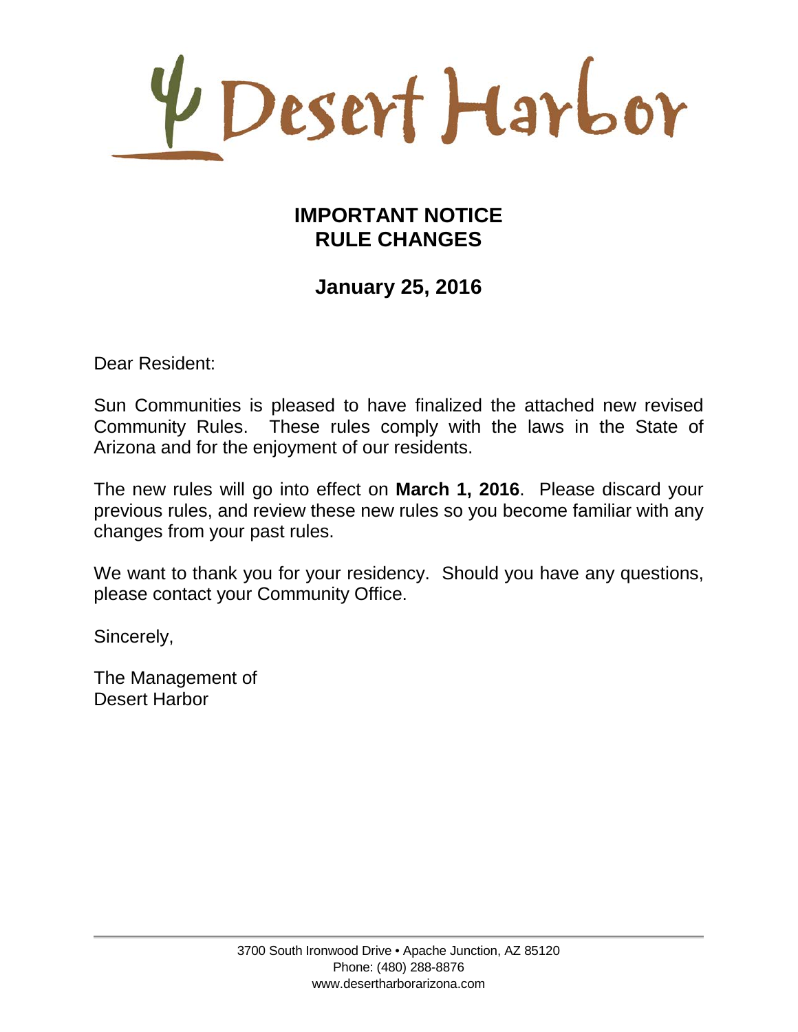# Desert Harbor

## IMPORTANT NOTICE
## RULE CHANGES

### January 25, 2016

Dear Resident:

Sun Communities is pleased to have finalized the attached new revised Community Rules. These rules comply with the laws in the State of Arizona and for the enjoyment of our residents.

The new rules will go into effect on **March 1, 2016**. Please discard your previous rules, and review these new rules so you become familiar with any changes from your past rules.

We want to thank you for your residency. Should you have any questions, please contact your Community Office.

Sincerely,

The Management of
Desert Harbor

3700 South Ironwood Drive • Apache Junction, AZ 85120
Phone: (480) 288-8876
www.desertharborarizona.com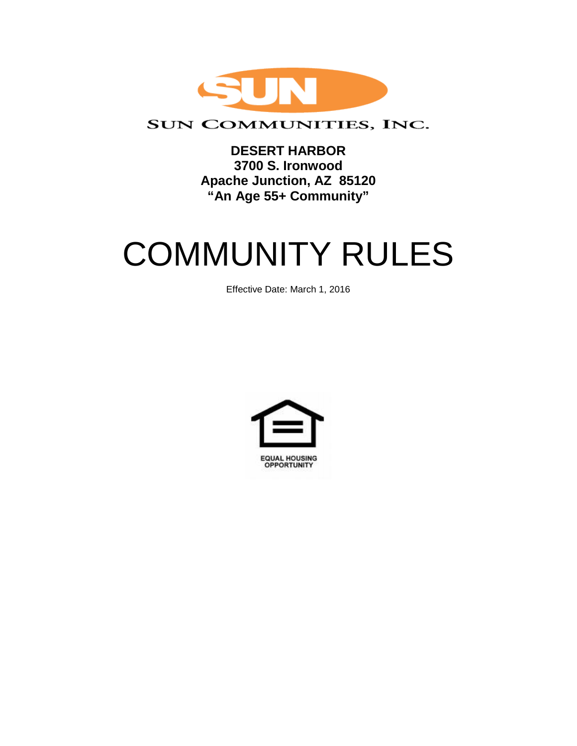SUN COMMUNITIES, INC.

**DESERT HARBOR**
**3700 S. Ironwood**
**Apache Junction, AZ 85120**
**"An Age 55+ Community"**

# COMMUNITY RULES

Effective Date: March 1, 2016

EQUAL HOUSING OPPORTUNITY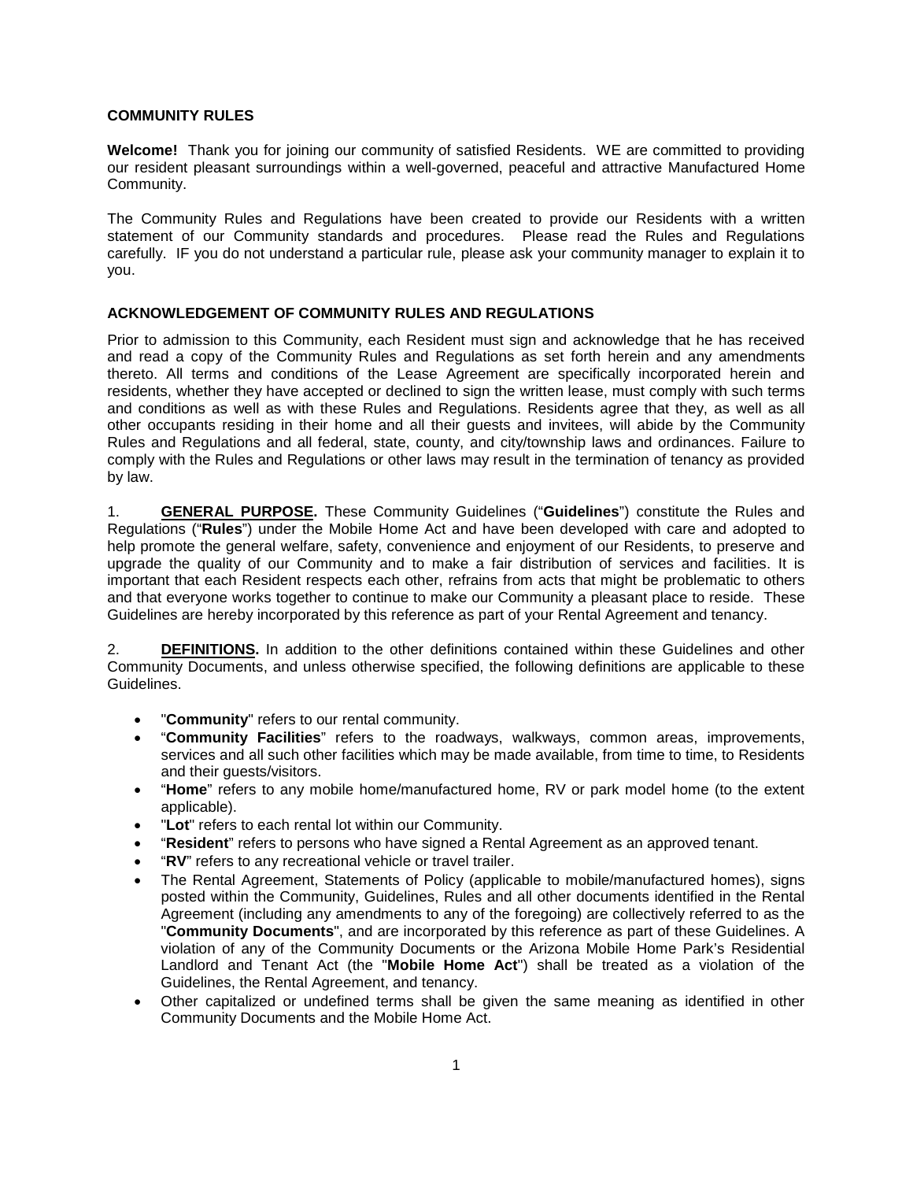**COMMUNITY RULES**

**Welcome!** Thank you for joining our community of satisfied Residents. WE are committed to providing our resident pleasant surroundings within a well-governed, peaceful and attractive Manufactured Home Community.

The Community Rules and Regulations have been created to provide our Residents with a written statement of our Community standards and procedures. Please read the Rules and Regulations carefully. IF you do not understand a particular rule, please ask your community manager to explain it to you.

**ACKNOWLEDGEMENT OF COMMUNITY RULES AND REGULATIONS**

Prior to admission to this Community, each Resident must sign and acknowledge that he has received and read a copy of the Community Rules and Regulations as set forth herein and any amendments thereto. All terms and conditions of the Lease Agreement are specifically incorporated herein and residents, whether they have accepted or declined to sign the written lease, must comply with such terms and conditions as well as with these Rules and Regulations. Residents agree that they, as well as all other occupants residing in their home and all their guests and invitees, will abide by the Community Rules and Regulations and all federal, state, county, and city/township laws and ordinances. Failure to comply with the Rules and Regulations or other laws may result in the termination of tenancy as provided by law.

1. **GENERAL PURPOSE.** These Community Guidelines ("**Guidelines**") constitute the Rules and Regulations ("**Rules**") under the Mobile Home Act and have been developed with care and adopted to help promote the general welfare, safety, convenience and enjoyment of our Residents, to preserve and upgrade the quality of our Community and to make a fair distribution of services and facilities. It is important that each Resident respects each other, refrains from acts that might be problematic to others and that everyone works together to continue to make our Community a pleasant place to reside. These Guidelines are hereby incorporated by this reference as part of your Rental Agreement and tenancy.

2. **DEFINITIONS.** In addition to the other definitions contained within these Guidelines and other Community Documents, and unless otherwise specified, the following definitions are applicable to these Guidelines.

- "**Community**" refers to our rental community.
- "**Community Facilities**" refers to the roadways, walkways, common areas, improvements, services and all such other facilities which may be made available, from time to time, to Residents and their guests/visitors.
- "**Home**" refers to any mobile home/manufactured home, RV or park model home (to the extent applicable).
- "**Lot**" refers to each rental lot within our Community.
- "**Resident**" refers to persons who have signed a Rental Agreement as an approved tenant.
- "**RV**" refers to any recreational vehicle or travel trailer.
- The Rental Agreement, Statements of Policy (applicable to mobile/manufactured homes), signs posted within the Community, Guidelines, Rules and all other documents identified in the Rental Agreement (including any amendments to any of the foregoing) are collectively referred to as the "**Community Documents**", and are incorporated by this reference as part of these Guidelines. A violation of any of the Community Documents or the Arizona Mobile Home Park's Residential Landlord and Tenant Act (the "**Mobile Home Act**") shall be treated as a violation of the Guidelines, the Rental Agreement, and tenancy.
- Other capitalized or undefined terms shall be given the same meaning as identified in other Community Documents and the Mobile Home Act.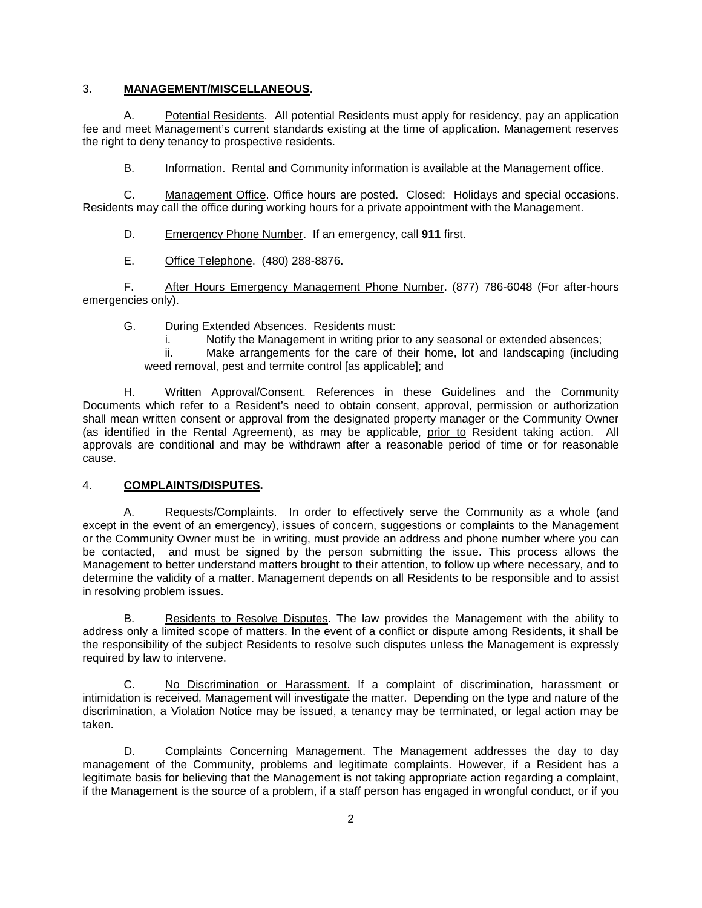3. **MANAGEMENT/MISCELLANEOUS**.

A. Potential Residents. All potential Residents must apply for residency, pay an application fee and meet Management's current standards existing at the time of application. Management reserves the right to deny tenancy to prospective residents.

B. Information. Rental and Community information is available at the Management office.

C. Management Office. Office hours are posted. Closed: Holidays and special occasions. Residents may call the office during working hours for a private appointment with the Management.

D. Emergency Phone Number. If an emergency, call **911** first.

E. Office Telephone. (480) 288-8876.

F. After Hours Emergency Management Phone Number. (877) 786-6048 (For after-hours emergencies only).

G. During Extended Absences. Residents must:

i. Notify the Management in writing prior to any seasonal or extended absences;

ii. Make arrangements for the care of their home, lot and landscaping (including weed removal, pest and termite control [as applicable]; and

H. Written Approval/Consent. References in these Guidelines and the Community Documents which refer to a Resident's need to obtain consent, approval, permission or authorization shall mean written consent or approval from the designated property manager or the Community Owner (as identified in the Rental Agreement), as may be applicable, prior to Resident taking action. All approvals are conditional and may be withdrawn after a reasonable period of time or for reasonable cause.

4. **COMPLAINTS/DISPUTES.**

A. Requests/Complaints. In order to effectively serve the Community as a whole (and except in the event of an emergency), issues of concern, suggestions or complaints to the Management or the Community Owner must be in writing, must provide an address and phone number where you can be contacted, and must be signed by the person submitting the issue. This process allows the Management to better understand matters brought to their attention, to follow up where necessary, and to determine the validity of a matter. Management depends on all Residents to be responsible and to assist in resolving problem issues.

B. Residents to Resolve Disputes. The law provides the Management with the ability to address only a limited scope of matters. In the event of a conflict or dispute among Residents, it shall be the responsibility of the subject Residents to resolve such disputes unless the Management is expressly required by law to intervene.

C. No Discrimination or Harassment. If a complaint of discrimination, harassment or intimidation is received, Management will investigate the matter. Depending on the type and nature of the discrimination, a Violation Notice may be issued, a tenancy may be terminated, or legal action may be taken.

D. Complaints Concerning Management. The Management addresses the day to day management of the Community, problems and legitimate complaints. However, if a Resident has a legitimate basis for believing that the Management is not taking appropriate action regarding a complaint, if the Management is the source of a problem, if a staff person has engaged in wrongful conduct, or if you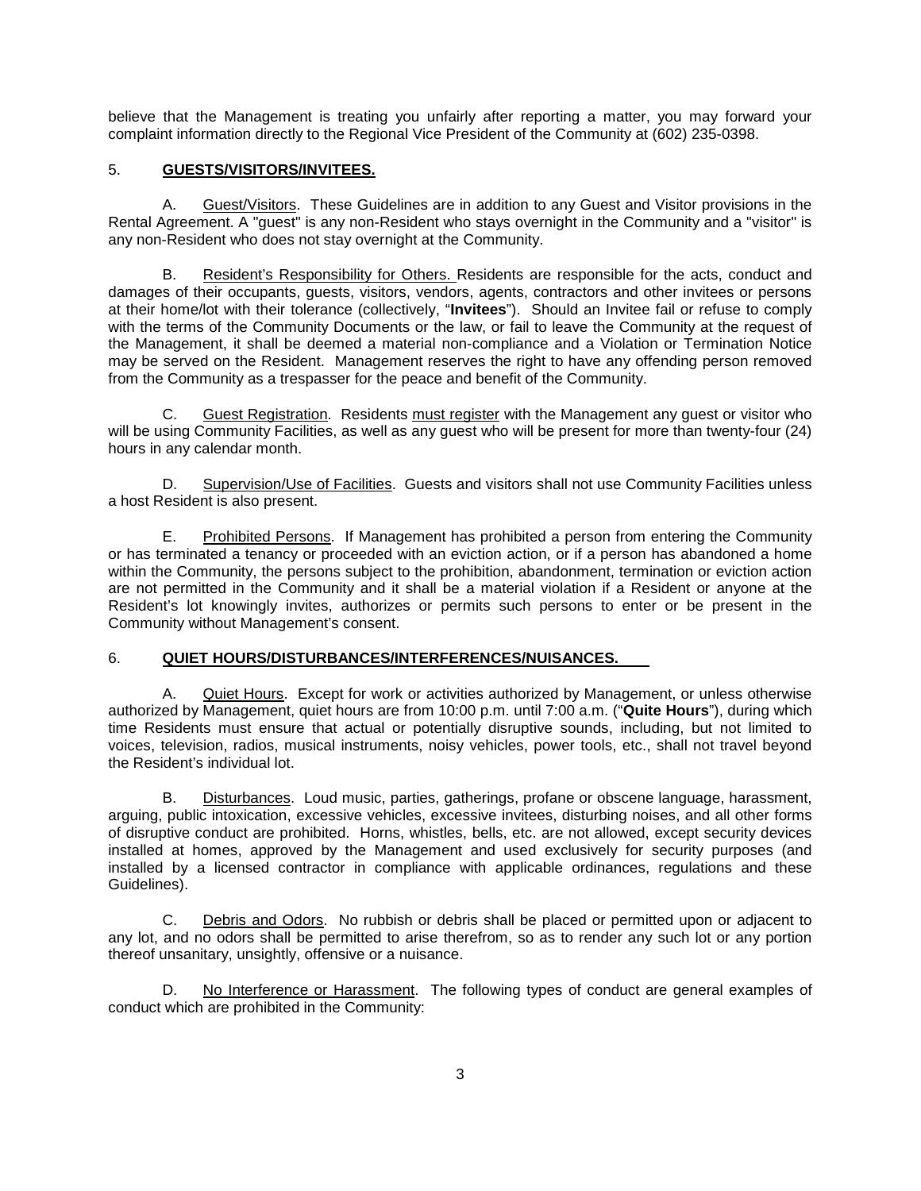believe that the Management is treating you unfairly after reporting a matter, you may forward your complaint information directly to the Regional Vice President of the Community at (602) 235-0398.

## 5. **GUESTS/VISITORS/INVITEES.**

A. Guest/Visitors. These Guidelines are in addition to any Guest and Visitor provisions in the Rental Agreement. A "guest" is any non-Resident who stays overnight in the Community and a "visitor" is any non-Resident who does not stay overnight at the Community.

B. Resident's Responsibility for Others. Residents are responsible for the acts, conduct and damages of their occupants, guests, visitors, vendors, agents, contractors and other invitees or persons at their home/lot with their tolerance (collectively, "**Invitees**"). Should an Invitee fail or refuse to comply with the terms of the Community Documents or the law, or fail to leave the Community at the request of the Management, it shall be deemed a material non-compliance and a Violation or Termination Notice may be served on the Resident. Management reserves the right to have any offending person removed from the Community as a trespasser for the peace and benefit of the Community.

C. Guest Registration. Residents must register with the Management any guest or visitor who will be using Community Facilities, as well as any guest who will be present for more than twenty-four (24) hours in any calendar month.

D. Supervision/Use of Facilities. Guests and visitors shall not use Community Facilities unless a host Resident is also present.

E. Prohibited Persons. If Management has prohibited a person from entering the Community or has terminated a tenancy or proceeded with an eviction action, or if a person has abandoned a home within the Community, the persons subject to the prohibition, abandonment, termination or eviction action are not permitted in the Community and it shall be a material violation if a Resident or anyone at the Resident's lot knowingly invites, authorizes or permits such persons to enter or be present in the Community without Management's consent.

## 6. **QUIET HOURS/DISTURBANCES/INTERFERENCES/NUISANCES.**

A. Quiet Hours. Except for work or activities authorized by Management, or unless otherwise authorized by Management, quiet hours are from 10:00 p.m. until 7:00 a.m. ("**Quite Hours**"), during which time Residents must ensure that actual or potentially disruptive sounds, including, but not limited to voices, television, radios, musical instruments, noisy vehicles, power tools, etc., shall not travel beyond the Resident's individual lot.

B. Disturbances. Loud music, parties, gatherings, profane or obscene language, harassment, arguing, public intoxication, excessive vehicles, excessive invitees, disturbing noises, and all other forms of disruptive conduct are prohibited. Horns, whistles, bells, etc. are not allowed, except security devices installed at homes, approved by the Management and used exclusively for security purposes (and installed by a licensed contractor in compliance with applicable ordinances, regulations and these Guidelines).

C. Debris and Odors. No rubbish or debris shall be placed or permitted upon or adjacent to any lot, and no odors shall be permitted to arise therefrom, so as to render any such lot or any portion thereof unsanitary, unsightly, offensive or a nuisance.

D. No Interference or Harassment. The following types of conduct are general examples of conduct which are prohibited in the Community: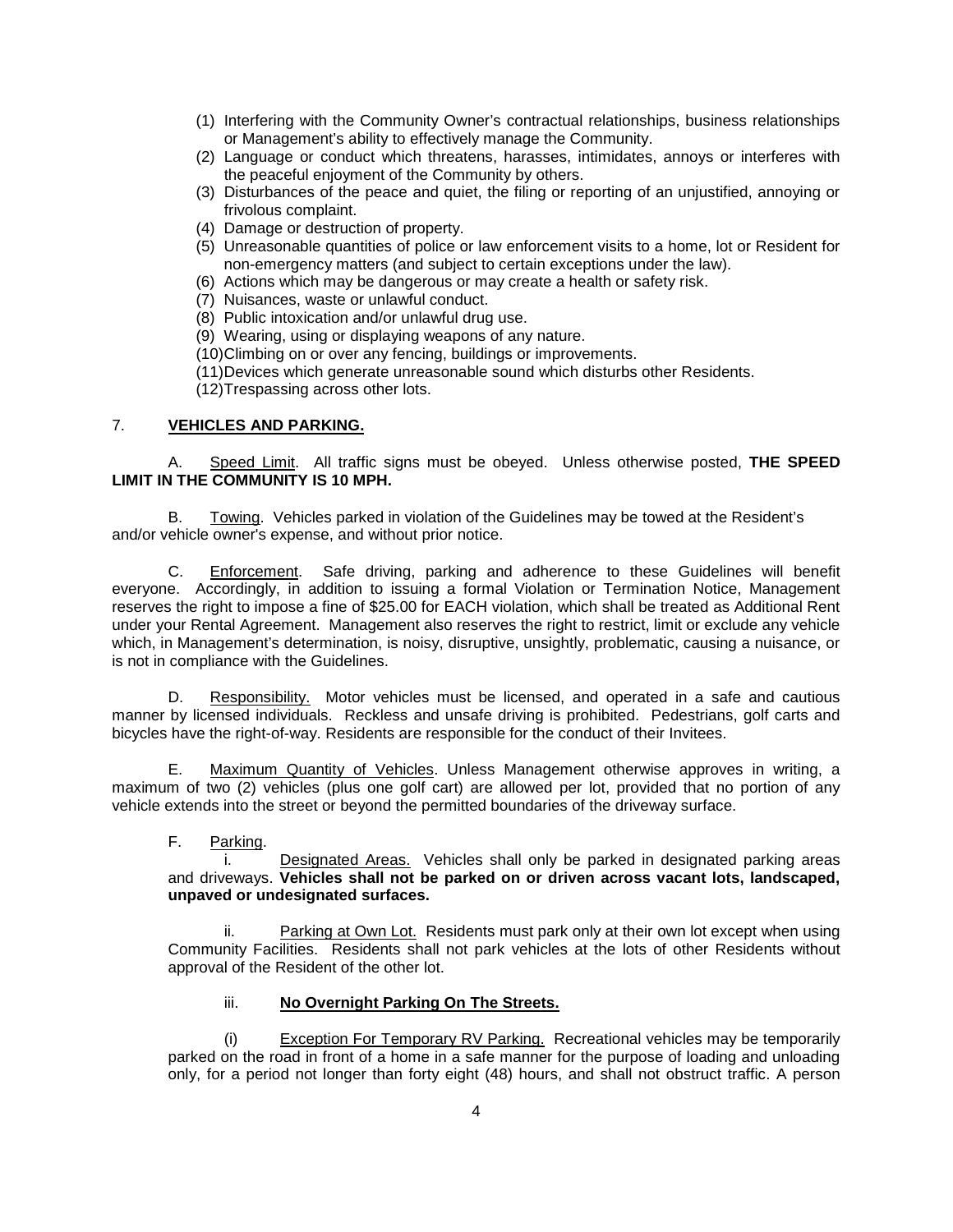(1) Interfering with the Community Owner's contractual relationships, business relationships or Management's ability to effectively manage the Community.
(2) Language or conduct which threatens, harasses, intimidates, annoys or interferes with the peaceful enjoyment of the Community by others.
(3) Disturbances of the peace and quiet, the filing or reporting of an unjustified, annoying or frivolous complaint.
(4) Damage or destruction of property.
(5) Unreasonable quantities of police or law enforcement visits to a home, lot or Resident for non-emergency matters (and subject to certain exceptions under the law).
(6) Actions which may be dangerous or may create a health or safety risk.
(7) Nuisances, waste or unlawful conduct.
(8) Public intoxication and/or unlawful drug use.
(9) Wearing, using or displaying weapons of any nature.
(10) Climbing on or over any fencing, buildings or improvements.
(11) Devices which generate unreasonable sound which disturbs other Residents.
(12) Trespassing across other lots.

7. **VEHICLES AND PARKING.**

A. Speed Limit. All traffic signs must be obeyed. Unless otherwise posted, **THE SPEED LIMIT IN THE COMMUNITY IS 10 MPH.**

B. Towing. Vehicles parked in violation of the Guidelines may be towed at the Resident's and/or vehicle owner's expense, and without prior notice.

C. Enforcement. Safe driving, parking and adherence to these Guidelines will benefit everyone. Accordingly, in addition to issuing a formal Violation or Termination Notice, Management reserves the right to impose a fine of $25.00 for EACH violation, which shall be treated as Additional Rent under your Rental Agreement. Management also reserves the right to restrict, limit or exclude any vehicle which, in Management's determination, is noisy, disruptive, unsightly, problematic, causing a nuisance, or is not in compliance with the Guidelines.

D. Responsibility. Motor vehicles must be licensed, and operated in a safe and cautious manner by licensed individuals. Reckless and unsafe driving is prohibited. Pedestrians, golf carts and bicycles have the right-of-way. Residents are responsible for the conduct of their Invitees.

E. Maximum Quantity of Vehicles. Unless Management otherwise approves in writing, a maximum of two (2) vehicles (plus one golf cart) are allowed per lot, provided that no portion of any vehicle extends into the street or beyond the permitted boundaries of the driveway surface.

F. Parking.

i. Designated Areas. Vehicles shall only be parked in designated parking areas and driveways. **Vehicles shall not be parked on or driven across vacant lots, landscaped, unpaved or undesignated surfaces.**

ii. Parking at Own Lot. Residents must park only at their own lot except when using Community Facilities. Residents shall not park vehicles at the lots of other Residents without approval of the Resident of the other lot.

iii. **No Overnight Parking On The Streets.**

(i) Exception For Temporary RV Parking. Recreational vehicles may be temporarily parked on the road in front of a home in a safe manner for the purpose of loading and unloading only, for a period not longer than forty eight (48) hours, and shall not obstruct traffic. A person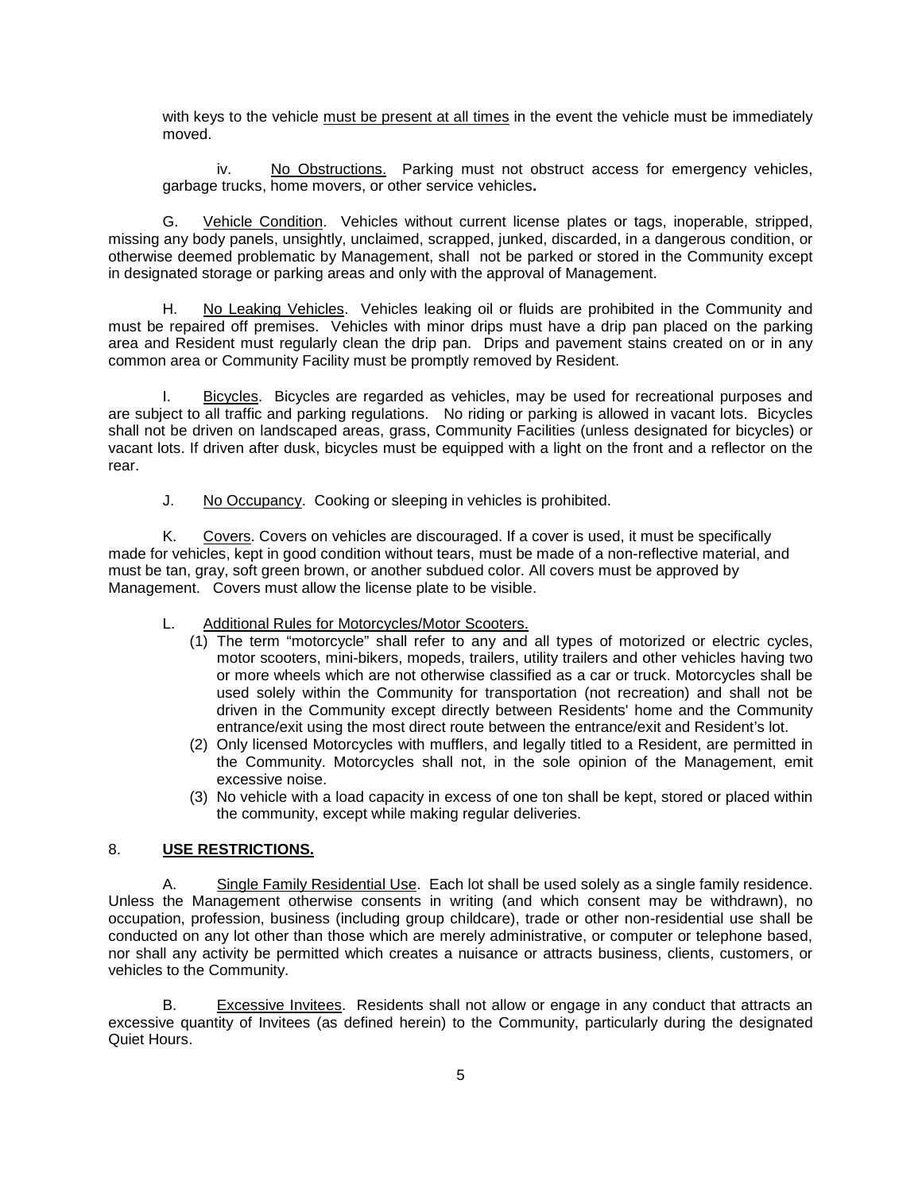with keys to the vehicle must be present at all times in the event the vehicle must be immediately moved.

iv. No Obstructions. Parking must not obstruct access for emergency vehicles, garbage trucks, home movers, or other service vehicles**.**

G. Vehicle Condition. Vehicles without current license plates or tags, inoperable, stripped, missing any body panels, unsightly, unclaimed, scrapped, junked, discarded, in a dangerous condition, or otherwise deemed problematic by Management, shall not be parked or stored in the Community except in designated storage or parking areas and only with the approval of Management.

H. No Leaking Vehicles. Vehicles leaking oil or fluids are prohibited in the Community and must be repaired off premises. Vehicles with minor drips must have a drip pan placed on the parking area and Resident must regularly clean the drip pan. Drips and pavement stains created on or in any common area or Community Facility must be promptly removed by Resident.

I. Bicycles. Bicycles are regarded as vehicles, may be used for recreational purposes and are subject to all traffic and parking regulations. No riding or parking is allowed in vacant lots. Bicycles shall not be driven on landscaped areas, grass, Community Facilities (unless designated for bicycles) or vacant lots. If driven after dusk, bicycles must be equipped with a light on the front and a reflector on the rear.

J. No Occupancy. Cooking or sleeping in vehicles is prohibited.

K. Covers. Covers on vehicles are discouraged. If a cover is used, it must be specifically made for vehicles, kept in good condition without tears, must be made of a non-reflective material, and must be tan, gray, soft green brown, or another subdued color. All covers must be approved by Management. Covers must allow the license plate to be visible.

L. Additional Rules for Motorcycles/Motor Scooters.

(1) The term "motorcycle" shall refer to any and all types of motorized or electric cycles, motor scooters, mini-bikers, mopeds, trailers, utility trailers and other vehicles having two or more wheels which are not otherwise classified as a car or truck. Motorcycles shall be used solely within the Community for transportation (not recreation) and shall not be driven in the Community except directly between Residents' home and the Community entrance/exit using the most direct route between the entrance/exit and Resident's lot.

(2) Only licensed Motorcycles with mufflers, and legally titled to a Resident, are permitted in the Community. Motorcycles shall not, in the sole opinion of the Management, emit excessive noise.

(3) No vehicle with a load capacity in excess of one ton shall be kept, stored or placed within the community, except while making regular deliveries.

## 8. **USE RESTRICTIONS.**

A. Single Family Residential Use. Each lot shall be used solely as a single family residence. Unless the Management otherwise consents in writing (and which consent may be withdrawn), no occupation, profession, business (including group childcare), trade or other non-residential use shall be conducted on any lot other than those which are merely administrative, or computer or telephone based, nor shall any activity be permitted which creates a nuisance or attracts business, clients, customers, or vehicles to the Community.

B. Excessive Invitees. Residents shall not allow or engage in any conduct that attracts an excessive quantity of Invitees (as defined herein) to the Community, particularly during the designated Quiet Hours.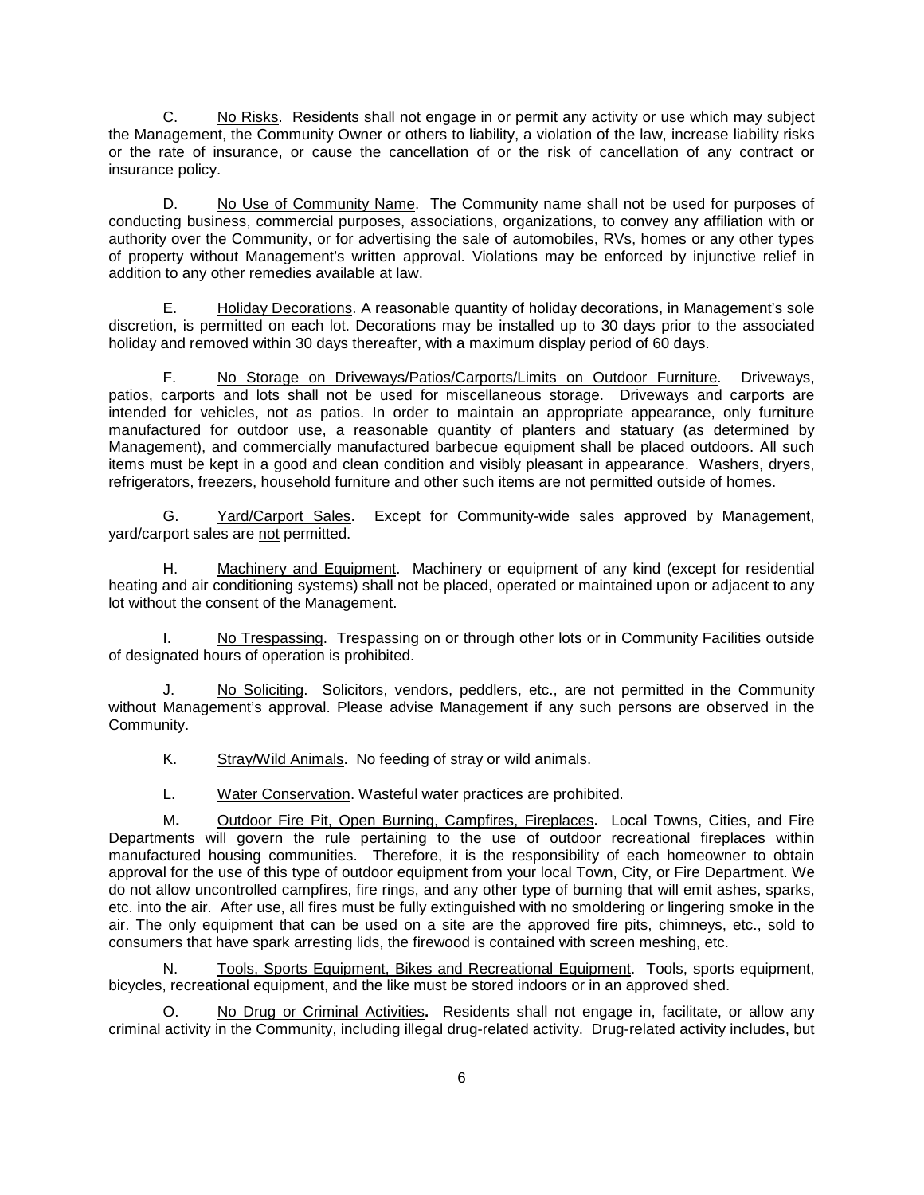C. <u>No Risks</u>. Residents shall not engage in or permit any activity or use which may subject the Management, the Community Owner or others to liability, a violation of the law, increase liability risks or the rate of insurance, or cause the cancellation of or the risk of cancellation of any contract or insurance policy.

D. <u>No Use of Community Name</u>. The Community name shall not be used for purposes of conducting business, commercial purposes, associations, organizations, to convey any affiliation with or authority over the Community, or for advertising the sale of automobiles, RVs, homes or any other types of property without Management's written approval. Violations may be enforced by injunctive relief in addition to any other remedies available at law.

E. <u>Holiday Decorations</u>. A reasonable quantity of holiday decorations, in Management's sole discretion, is permitted on each lot. Decorations may be installed up to 30 days prior to the associated holiday and removed within 30 days thereafter, with a maximum display period of 60 days.

F. <u>No Storage on Driveways/Patios/Carports/Limits on Outdoor Furniture</u>. Driveways, patios, carports and lots shall not be used for miscellaneous storage. Driveways and carports are intended for vehicles, not as patios. In order to maintain an appropriate appearance, only furniture manufactured for outdoor use, a reasonable quantity of planters and statuary (as determined by Management), and commercially manufactured barbecue equipment shall be placed outdoors. All such items must be kept in a good and clean condition and visibly pleasant in appearance. Washers, dryers, refrigerators, freezers, household furniture and other such items are not permitted outside of homes.

G. <u>Yard/Carport Sales</u>. Except for Community-wide sales approved by Management, yard/carport sales are <u>not</u> permitted.

H. <u>Machinery and Equipment</u>. Machinery or equipment of any kind (except for residential heating and air conditioning systems) shall not be placed, operated or maintained upon or adjacent to any lot without the consent of the Management.

I. <u>No Trespassing</u>. Trespassing on or through other lots or in Community Facilities outside of designated hours of operation is prohibited.

J. <u>No Soliciting</u>. Solicitors, vendors, peddlers, etc., are not permitted in the Community without Management's approval. Please advise Management if any such persons are observed in the Community.

K. <u>Stray/Wild Animals</u>. No feeding of stray or wild animals.

L. <u>Water Conservation</u>. Wasteful water practices are prohibited.

**M.** <u>Outdoor Fire Pit, Open Burning, Campfires, Fireplaces</u>**.** Local Towns, Cities, and Fire Departments will govern the rule pertaining to the use of outdoor recreational fireplaces within manufactured housing communities. Therefore, it is the responsibility of each homeowner to obtain approval for the use of this type of outdoor equipment from your local Town, City, or Fire Department. We do not allow uncontrolled campfires, fire rings, and any other type of burning that will emit ashes, sparks, etc. into the air. After use, all fires must be fully extinguished with no smoldering or lingering smoke in the air. The only equipment that can be used on a site are the approved fire pits, chimneys, etc., sold to consumers that have spark arresting lids, the firewood is contained with screen meshing, etc.

N. <u>Tools, Sports Equipment, Bikes and Recreational Equipment</u>. Tools, sports equipment, bicycles, recreational equipment, and the like must be stored indoors or in an approved shed.

O. <u>No Drug or Criminal Activities</u>**.** Residents shall not engage in, facilitate, or allow any criminal activity in the Community, including illegal drug-related activity. Drug-related activity includes, but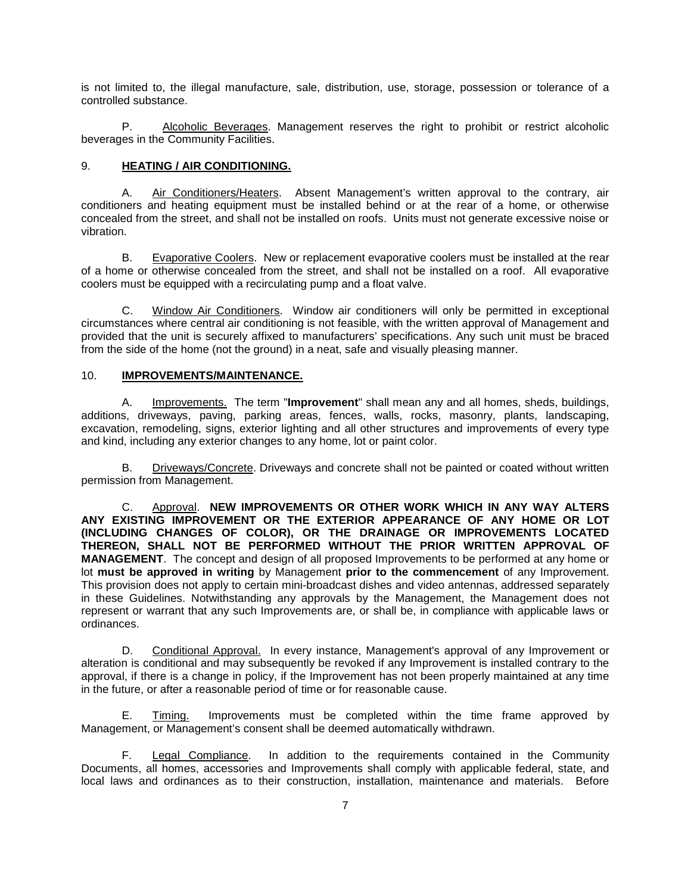is not limited to, the illegal manufacture, sale, distribution, use, storage, possession or tolerance of a controlled substance.

P. Alcoholic Beverages. Management reserves the right to prohibit or restrict alcoholic beverages in the Community Facilities.

## 9. **HEATING / AIR CONDITIONING.**

A. Air Conditioners/Heaters. Absent Management's written approval to the contrary, air conditioners and heating equipment must be installed behind or at the rear of a home, or otherwise concealed from the street, and shall not be installed on roofs. Units must not generate excessive noise or vibration.

B. Evaporative Coolers. New or replacement evaporative coolers must be installed at the rear of a home or otherwise concealed from the street, and shall not be installed on a roof. All evaporative coolers must be equipped with a recirculating pump and a float valve.

C. Window Air Conditioners. Window air conditioners will only be permitted in exceptional circumstances where central air conditioning is not feasible, with the written approval of Management and provided that the unit is securely affixed to manufacturers' specifications. Any such unit must be braced from the side of the home (not the ground) in a neat, safe and visually pleasing manner.

## 10. **IMPROVEMENTS/MAINTENANCE.**

A. Improvements. The term "**Improvement**" shall mean any and all homes, sheds, buildings, additions, driveways, paving, parking areas, fences, walls, rocks, masonry, plants, landscaping, excavation, remodeling, signs, exterior lighting and all other structures and improvements of every type and kind, including any exterior changes to any home, lot or paint color.

B. Driveways/Concrete. Driveways and concrete shall not be painted or coated without written permission from Management.

C. Approval. **NEW IMPROVEMENTS OR OTHER WORK WHICH IN ANY WAY ALTERS ANY EXISTING IMPROVEMENT OR THE EXTERIOR APPEARANCE OF ANY HOME OR LOT (INCLUDING CHANGES OF COLOR), OR THE DRAINAGE OR IMPROVEMENTS LOCATED THEREON, SHALL NOT BE PERFORMED WITHOUT THE PRIOR WRITTEN APPROVAL OF MANAGEMENT**. The concept and design of all proposed Improvements to be performed at any home or lot **must be approved in writing** by Management **prior to the commencement** of any Improvement. This provision does not apply to certain mini-broadcast dishes and video antennas, addressed separately in these Guidelines. Notwithstanding any approvals by the Management, the Management does not represent or warrant that any such Improvements are, or shall be, in compliance with applicable laws or ordinances.

D. Conditional Approval. In every instance, Management's approval of any Improvement or alteration is conditional and may subsequently be revoked if any Improvement is installed contrary to the approval, if there is a change in policy, if the Improvement has not been properly maintained at any time in the future, or after a reasonable period of time or for reasonable cause.

E. Timing. Improvements must be completed within the time frame approved by Management, or Management's consent shall be deemed automatically withdrawn.

F. Legal Compliance. In addition to the requirements contained in the Community Documents, all homes, accessories and Improvements shall comply with applicable federal, state, and local laws and ordinances as to their construction, installation, maintenance and materials. Before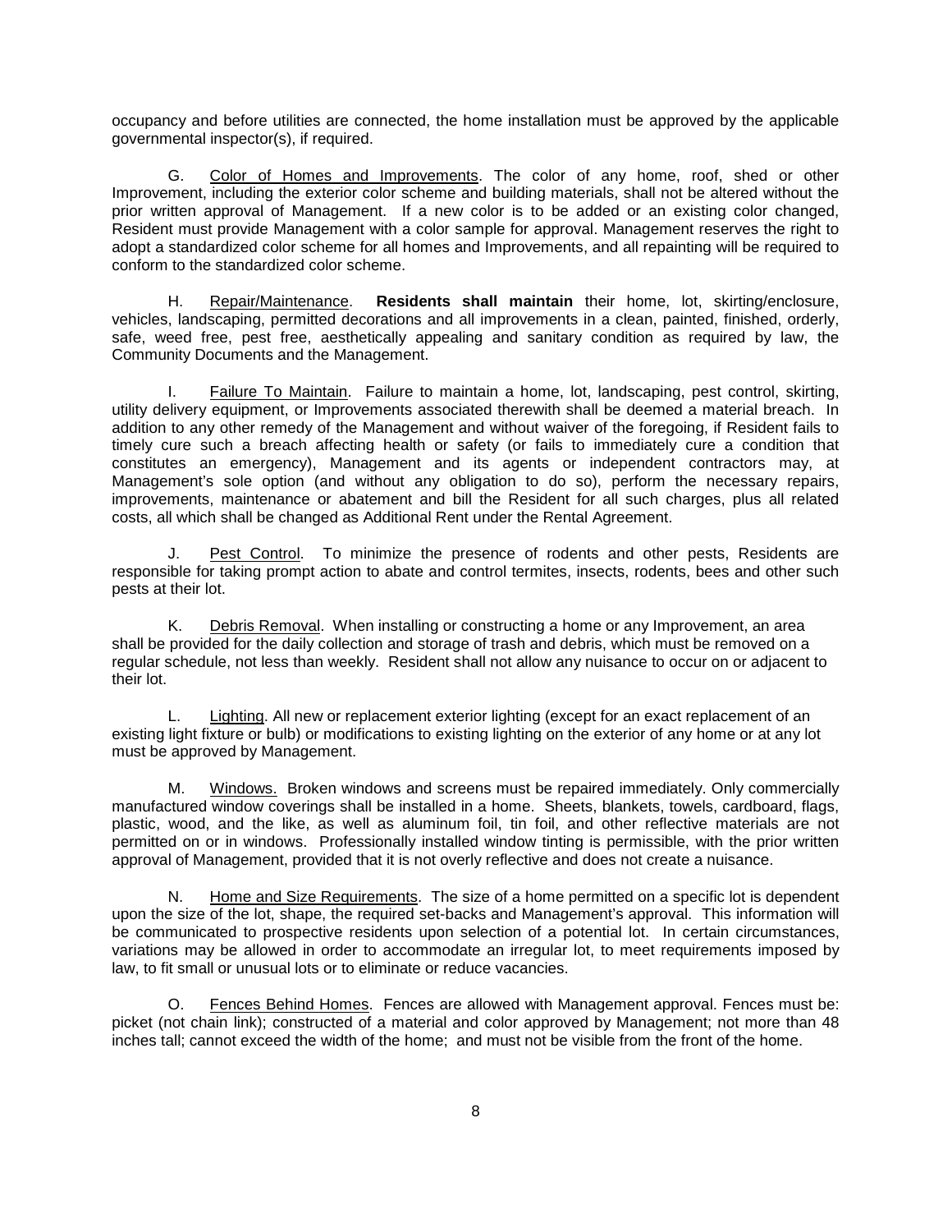occupancy and before utilities are connected, the home installation must be approved by the applicable governmental inspector(s), if required.

G. Color of Homes and Improvements. The color of any home, roof, shed or other Improvement, including the exterior color scheme and building materials, shall not be altered without the prior written approval of Management. If a new color is to be added or an existing color changed, Resident must provide Management with a color sample for approval. Management reserves the right to adopt a standardized color scheme for all homes and Improvements, and all repainting will be required to conform to the standardized color scheme.

H. Repair/Maintenance. **Residents shall maintain** their home, lot, skirting/enclosure, vehicles, landscaping, permitted decorations and all improvements in a clean, painted, finished, orderly, safe, weed free, pest free, aesthetically appealing and sanitary condition as required by law, the Community Documents and the Management.

I. Failure To Maintain. Failure to maintain a home, lot, landscaping, pest control, skirting, utility delivery equipment, or Improvements associated therewith shall be deemed a material breach. In addition to any other remedy of the Management and without waiver of the foregoing, if Resident fails to timely cure such a breach affecting health or safety (or fails to immediately cure a condition that constitutes an emergency), Management and its agents or independent contractors may, at Management's sole option (and without any obligation to do so), perform the necessary repairs, improvements, maintenance or abatement and bill the Resident for all such charges, plus all related costs, all which shall be changed as Additional Rent under the Rental Agreement.

J. Pest Control. To minimize the presence of rodents and other pests, Residents are responsible for taking prompt action to abate and control termites, insects, rodents, bees and other such pests at their lot.

K. Debris Removal. When installing or constructing a home or any Improvement, an area shall be provided for the daily collection and storage of trash and debris, which must be removed on a regular schedule, not less than weekly. Resident shall not allow any nuisance to occur on or adjacent to their lot.

L. Lighting. All new or replacement exterior lighting (except for an exact replacement of an existing light fixture or bulb) or modifications to existing lighting on the exterior of any home or at any lot must be approved by Management.

M. Windows. Broken windows and screens must be repaired immediately. Only commercially manufactured window coverings shall be installed in a home. Sheets, blankets, towels, cardboard, flags, plastic, wood, and the like, as well as aluminum foil, tin foil, and other reflective materials are not permitted on or in windows. Professionally installed window tinting is permissible, with the prior written approval of Management, provided that it is not overly reflective and does not create a nuisance.

N. Home and Size Requirements. The size of a home permitted on a specific lot is dependent upon the size of the lot, shape, the required set-backs and Management's approval. This information will be communicated to prospective residents upon selection of a potential lot. In certain circumstances, variations may be allowed in order to accommodate an irregular lot, to meet requirements imposed by law, to fit small or unusual lots or to eliminate or reduce vacancies.

O. Fences Behind Homes. Fences are allowed with Management approval. Fences must be: picket (not chain link); constructed of a material and color approved by Management; not more than 48 inches tall; cannot exceed the width of the home; and must not be visible from the front of the home.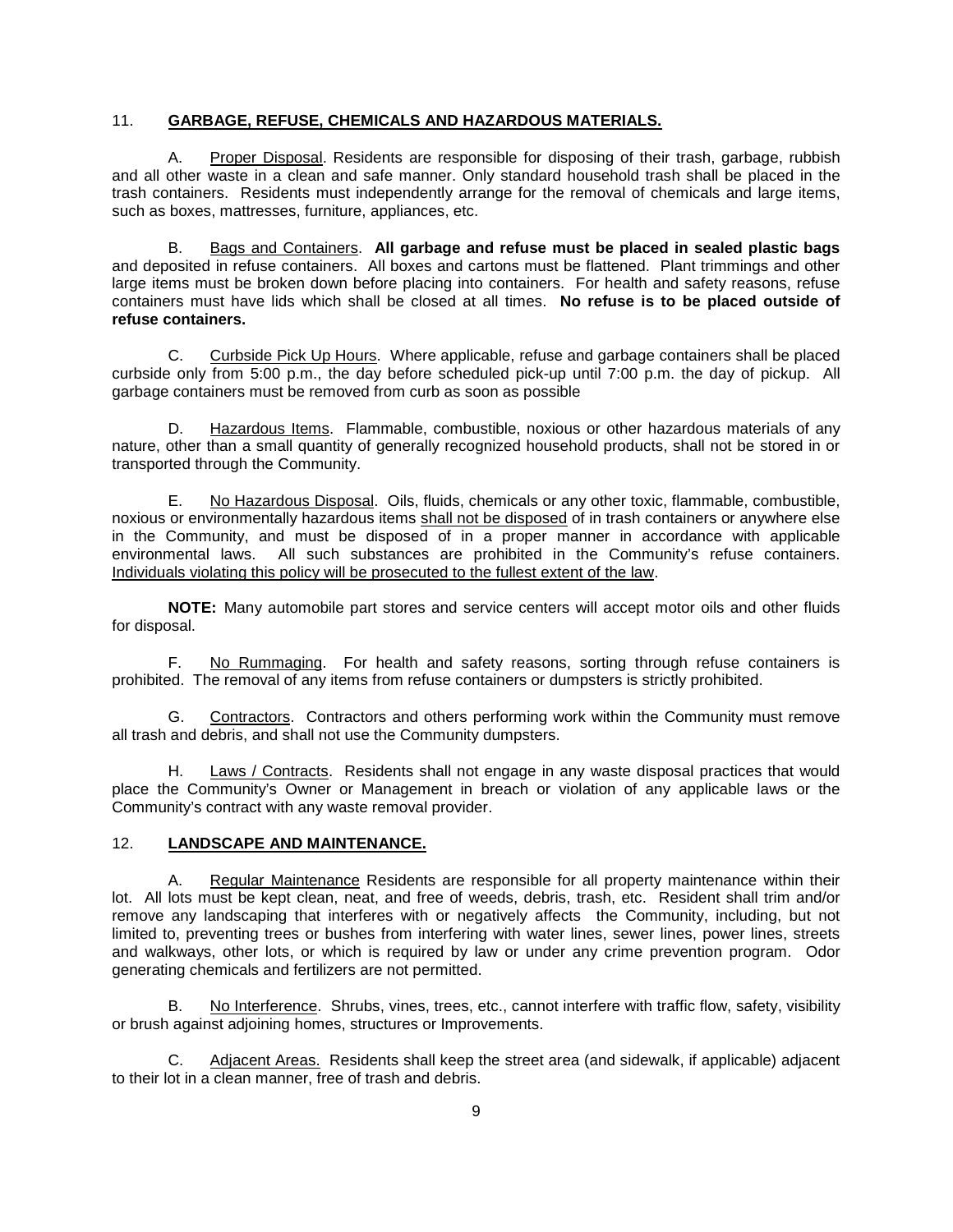## 11. **GARBAGE, REFUSE, CHEMICALS AND HAZARDOUS MATERIALS.**

A. Proper Disposal. Residents are responsible for disposing of their trash, garbage, rubbish and all other waste in a clean and safe manner. Only standard household trash shall be placed in the trash containers. Residents must independently arrange for the removal of chemicals and large items, such as boxes, mattresses, furniture, appliances, etc.

B. Bags and Containers. **All garbage and refuse must be placed in sealed plastic bags** and deposited in refuse containers. All boxes and cartons must be flattened. Plant trimmings and other large items must be broken down before placing into containers. For health and safety reasons, refuse containers must have lids which shall be closed at all times. **No refuse is to be placed outside of refuse containers.**

C. Curbside Pick Up Hours. Where applicable, refuse and garbage containers shall be placed curbside only from 5:00 p.m., the day before scheduled pick-up until 7:00 p.m. the day of pickup. All garbage containers must be removed from curb as soon as possible

D. Hazardous Items. Flammable, combustible, noxious or other hazardous materials of any nature, other than a small quantity of generally recognized household products, shall not be stored in or transported through the Community.

E. No Hazardous Disposal. Oils, fluids, chemicals or any other toxic, flammable, combustible, noxious or environmentally hazardous items shall not be disposed of in trash containers or anywhere else in the Community, and must be disposed of in a proper manner in accordance with applicable environmental laws. All such substances are prohibited in the Community's refuse containers. Individuals violating this policy will be prosecuted to the fullest extent of the law.

**NOTE:** Many automobile part stores and service centers will accept motor oils and other fluids for disposal.

F. No Rummaging. For health and safety reasons, sorting through refuse containers is prohibited. The removal of any items from refuse containers or dumpsters is strictly prohibited.

G. Contractors. Contractors and others performing work within the Community must remove all trash and debris, and shall not use the Community dumpsters.

H. Laws / Contracts. Residents shall not engage in any waste disposal practices that would place the Community's Owner or Management in breach or violation of any applicable laws or the Community's contract with any waste removal provider.

## 12. **LANDSCAPE AND MAINTENANCE.**

A. Regular Maintenance Residents are responsible for all property maintenance within their lot. All lots must be kept clean, neat, and free of weeds, debris, trash, etc. Resident shall trim and/or remove any landscaping that interferes with or negatively affects the Community, including, but not limited to, preventing trees or bushes from interfering with water lines, sewer lines, power lines, streets and walkways, other lots, or which is required by law or under any crime prevention program. Odor generating chemicals and fertilizers are not permitted.

B. No Interference. Shrubs, vines, trees, etc., cannot interfere with traffic flow, safety, visibility or brush against adjoining homes, structures or Improvements.

C. Adjacent Areas. Residents shall keep the street area (and sidewalk, if applicable) adjacent to their lot in a clean manner, free of trash and debris.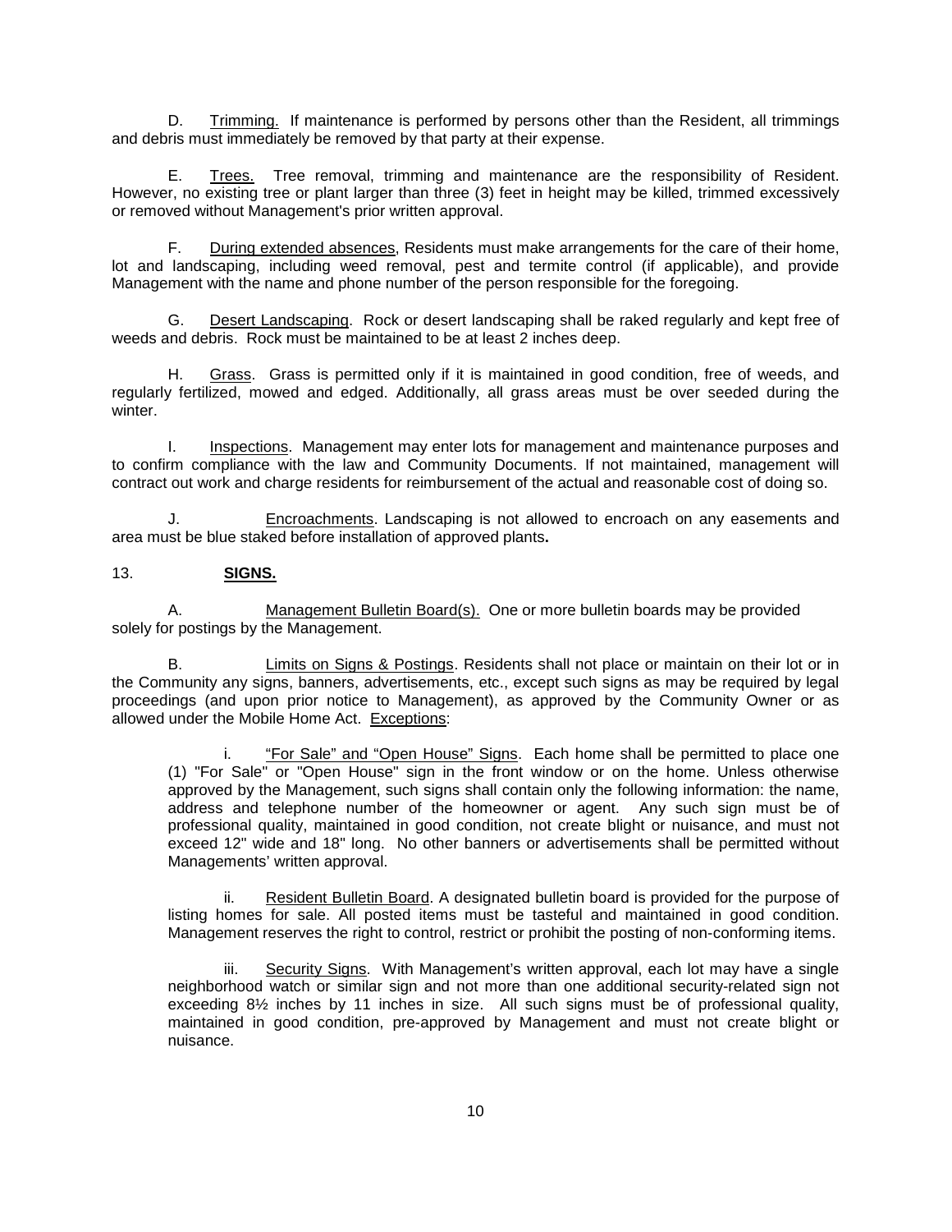D. Trimming. If maintenance is performed by persons other than the Resident, all trimmings and debris must immediately be removed by that party at their expense.

E. Trees. Tree removal, trimming and maintenance are the responsibility of Resident. However, no existing tree or plant larger than three (3) feet in height may be killed, trimmed excessively or removed without Management's prior written approval.

F. During extended absences, Residents must make arrangements for the care of their home, lot and landscaping, including weed removal, pest and termite control (if applicable), and provide Management with the name and phone number of the person responsible for the foregoing.

G. Desert Landscaping. Rock or desert landscaping shall be raked regularly and kept free of weeds and debris. Rock must be maintained to be at least 2 inches deep.

H. Grass. Grass is permitted only if it is maintained in good condition, free of weeds, and regularly fertilized, mowed and edged. Additionally, all grass areas must be over seeded during the winter.

I. Inspections. Management may enter lots for management and maintenance purposes and to confirm compliance with the law and Community Documents. If not maintained, management will contract out work and charge residents for reimbursement of the actual and reasonable cost of doing so.

J. Encroachments. Landscaping is not allowed to encroach on any easements and area must be blue staked before installation of approved plants**.**

## 13. **SIGNS.**

A. Management Bulletin Board(s). One or more bulletin boards may be provided solely for postings by the Management.

B. Limits on Signs & Postings. Residents shall not place or maintain on their lot or in the Community any signs, banners, advertisements, etc., except such signs as may be required by legal proceedings (and upon prior notice to Management), as approved by the Community Owner or as allowed under the Mobile Home Act. Exceptions:

i. "For Sale" and "Open House" Signs. Each home shall be permitted to place one (1) "For Sale" or "Open House" sign in the front window or on the home. Unless otherwise approved by the Management, such signs shall contain only the following information: the name, address and telephone number of the homeowner or agent. Any such sign must be of professional quality, maintained in good condition, not create blight or nuisance, and must not exceed 12" wide and 18" long. No other banners or advertisements shall be permitted without Managements' written approval.

ii. Resident Bulletin Board. A designated bulletin board is provided for the purpose of listing homes for sale. All posted items must be tasteful and maintained in good condition. Management reserves the right to control, restrict or prohibit the posting of non-conforming items.

iii. Security Signs. With Management's written approval, each lot may have a single neighborhood watch or similar sign and not more than one additional security-related sign not exceeding 8½ inches by 11 inches in size. All such signs must be of professional quality, maintained in good condition, pre-approved by Management and must not create blight or nuisance.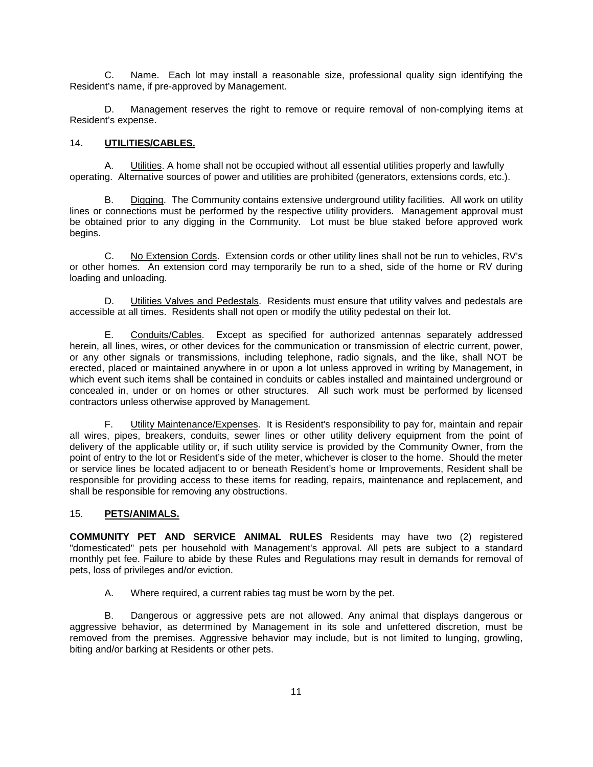C. Name. Each lot may install a reasonable size, professional quality sign identifying the Resident's name, if pre-approved by Management.

D. Management reserves the right to remove or require removal of non-complying items at Resident's expense.

## 14. **UTILITIES/CABLES.**

A. Utilities. A home shall not be occupied without all essential utilities properly and lawfully operating. Alternative sources of power and utilities are prohibited (generators, extensions cords, etc.).

B. Digging. The Community contains extensive underground utility facilities. All work on utility lines or connections must be performed by the respective utility providers. Management approval must be obtained prior to any digging in the Community. Lot must be blue staked before approved work begins.

C. No Extension Cords. Extension cords or other utility lines shall not be run to vehicles, RV's or other homes. An extension cord may temporarily be run to a shed, side of the home or RV during loading and unloading.

D. Utilities Valves and Pedestals. Residents must ensure that utility valves and pedestals are accessible at all times. Residents shall not open or modify the utility pedestal on their lot.

E. Conduits/Cables. Except as specified for authorized antennas separately addressed herein, all lines, wires, or other devices for the communication or transmission of electric current, power, or any other signals or transmissions, including telephone, radio signals, and the like, shall NOT be erected, placed or maintained anywhere in or upon a lot unless approved in writing by Management, in which event such items shall be contained in conduits or cables installed and maintained underground or concealed in, under or on homes or other structures. All such work must be performed by licensed contractors unless otherwise approved by Management.

F. Utility Maintenance/Expenses. It is Resident's responsibility to pay for, maintain and repair all wires, pipes, breakers, conduits, sewer lines or other utility delivery equipment from the point of delivery of the applicable utility or, if such utility service is provided by the Community Owner, from the point of entry to the lot or Resident's side of the meter, whichever is closer to the home. Should the meter or service lines be located adjacent to or beneath Resident's home or Improvements, Resident shall be responsible for providing access to these items for reading, repairs, maintenance and replacement, and shall be responsible for removing any obstructions.

## 15. **PETS/ANIMALS.**

**COMMUNITY PET AND SERVICE ANIMAL RULES** Residents may have two (2) registered "domesticated" pets per household with Management's approval. All pets are subject to a standard monthly pet fee. Failure to abide by these Rules and Regulations may result in demands for removal of pets, loss of privileges and/or eviction.

A. Where required, a current rabies tag must be worn by the pet.

B. Dangerous or aggressive pets are not allowed. Any animal that displays dangerous or aggressive behavior, as determined by Management in its sole and unfettered discretion, must be removed from the premises. Aggressive behavior may include, but is not limited to lunging, growling, biting and/or barking at Residents or other pets.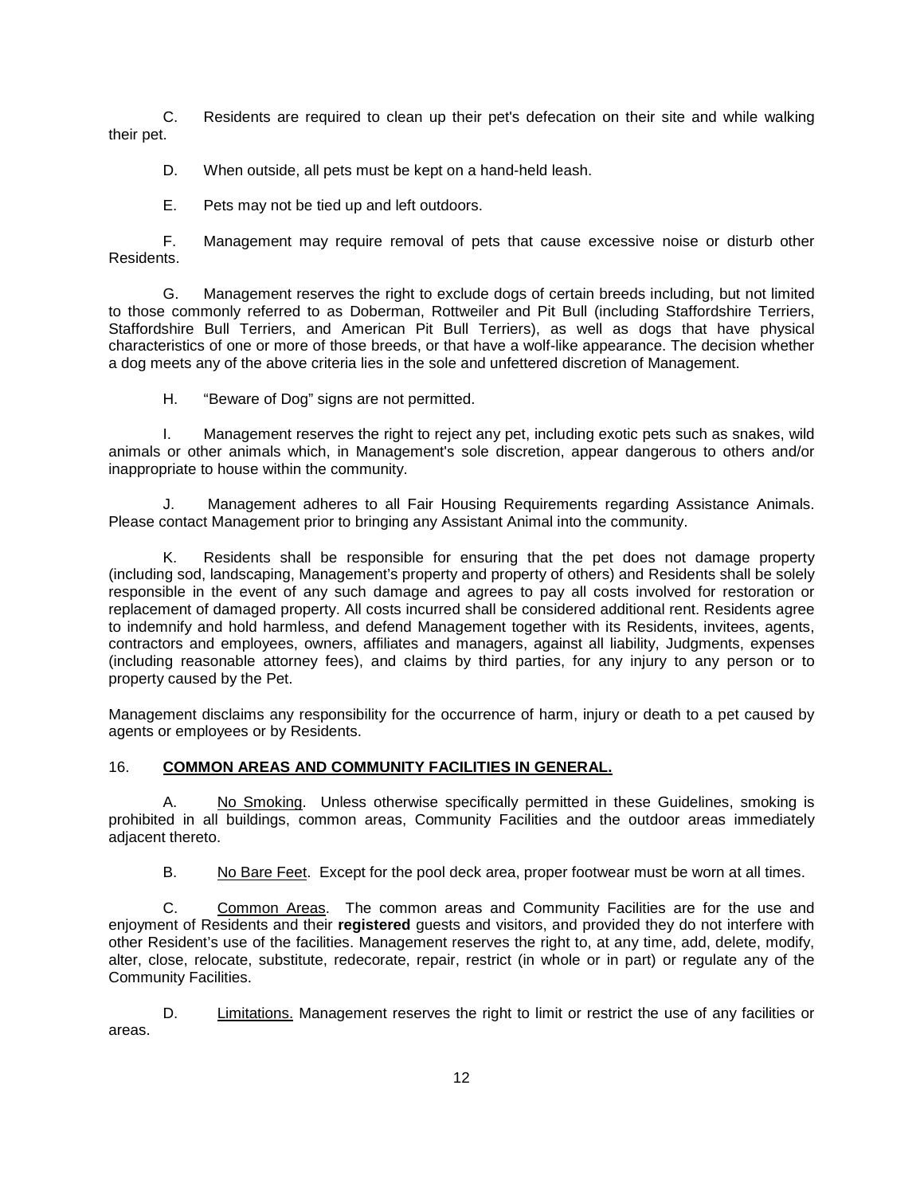C. Residents are required to clean up their pet's defecation on their site and while walking their pet.

D. When outside, all pets must be kept on a hand-held leash.

E. Pets may not be tied up and left outdoors.

F. Management may require removal of pets that cause excessive noise or disturb other Residents.

G. Management reserves the right to exclude dogs of certain breeds including, but not limited to those commonly referred to as Doberman, Rottweiler and Pit Bull (including Staffordshire Terriers, Staffordshire Bull Terriers, and American Pit Bull Terriers), as well as dogs that have physical characteristics of one or more of those breeds, or that have a wolf-like appearance. The decision whether a dog meets any of the above criteria lies in the sole and unfettered discretion of Management.

H. "Beware of Dog" signs are not permitted.

I. Management reserves the right to reject any pet, including exotic pets such as snakes, wild animals or other animals which, in Management's sole discretion, appear dangerous to others and/or inappropriate to house within the community.

J. Management adheres to all Fair Housing Requirements regarding Assistance Animals. Please contact Management prior to bringing any Assistant Animal into the community.

K. Residents shall be responsible for ensuring that the pet does not damage property (including sod, landscaping, Management's property and property of others) and Residents shall be solely responsible in the event of any such damage and agrees to pay all costs involved for restoration or replacement of damaged property. All costs incurred shall be considered additional rent. Residents agree to indemnify and hold harmless, and defend Management together with its Residents, invitees, agents, contractors and employees, owners, affiliates and managers, against all liability, Judgments, expenses (including reasonable attorney fees), and claims by third parties, for any injury to any person or to property caused by the Pet.

Management disclaims any responsibility for the occurrence of harm, injury or death to a pet caused by agents or employees or by Residents.

16. **COMMON AREAS AND COMMUNITY FACILITIES IN GENERAL.**

A. No Smoking. Unless otherwise specifically permitted in these Guidelines, smoking is prohibited in all buildings, common areas, Community Facilities and the outdoor areas immediately adjacent thereto.

B. No Bare Feet. Except for the pool deck area, proper footwear must be worn at all times.

C. Common Areas. The common areas and Community Facilities are for the use and enjoyment of Residents and their **registered** guests and visitors, and provided they do not interfere with other Resident's use of the facilities. Management reserves the right to, at any time, add, delete, modify, alter, close, relocate, substitute, redecorate, repair, restrict (in whole or in part) or regulate any of the Community Facilities.

D. Limitations. Management reserves the right to limit or restrict the use of any facilities or areas.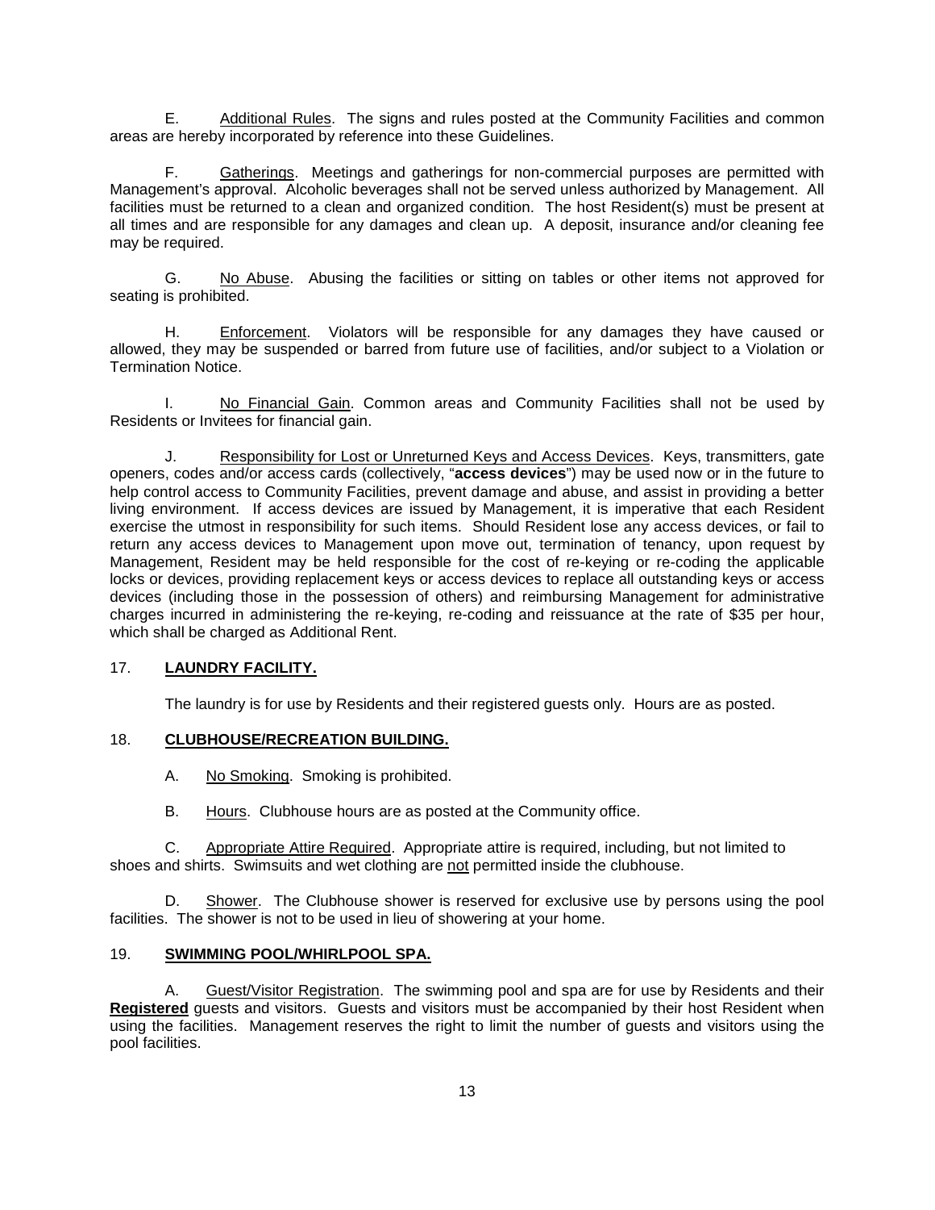E. Additional Rules. The signs and rules posted at the Community Facilities and common areas are hereby incorporated by reference into these Guidelines.

F. Gatherings. Meetings and gatherings for non-commercial purposes are permitted with Management's approval. Alcoholic beverages shall not be served unless authorized by Management. All facilities must be returned to a clean and organized condition. The host Resident(s) must be present at all times and are responsible for any damages and clean up. A deposit, insurance and/or cleaning fee may be required.

G. No Abuse. Abusing the facilities or sitting on tables or other items not approved for seating is prohibited.

H. Enforcement. Violators will be responsible for any damages they have caused or allowed, they may be suspended or barred from future use of facilities, and/or subject to a Violation or Termination Notice.

I. No Financial Gain. Common areas and Community Facilities shall not be used by Residents or Invitees for financial gain.

J. Responsibility for Lost or Unreturned Keys and Access Devices. Keys, transmitters, gate openers, codes and/or access cards (collectively, "**access devices**") may be used now or in the future to help control access to Community Facilities, prevent damage and abuse, and assist in providing a better living environment. If access devices are issued by Management, it is imperative that each Resident exercise the utmost in responsibility for such items. Should Resident lose any access devices, or fail to return any access devices to Management upon move out, termination of tenancy, upon request by Management, Resident may be held responsible for the cost of re-keying or re-coding the applicable locks or devices, providing replacement keys or access devices to replace all outstanding keys or access devices (including those in the possession of others) and reimbursing Management for administrative charges incurred in administering the re-keying, re-coding and reissuance at the rate of $35 per hour, which shall be charged as Additional Rent.

## 17. **LAUNDRY FACILITY.**

The laundry is for use by Residents and their registered guests only. Hours are as posted.

## 18. **CLUBHOUSE/RECREATION BUILDING.**

A. No Smoking. Smoking is prohibited.

B. Hours. Clubhouse hours are as posted at the Community office.

C. Appropriate Attire Required. Appropriate attire is required, including, but not limited to shoes and shirts. Swimsuits and wet clothing are not permitted inside the clubhouse.

D. Shower. The Clubhouse shower is reserved for exclusive use by persons using the pool facilities. The shower is not to be used in lieu of showering at your home.

## 19. **SWIMMING POOL/WHIRLPOOL SPA.**

A. Guest/Visitor Registration. The swimming pool and spa are for use by Residents and their **Registered** guests and visitors. Guests and visitors must be accompanied by their host Resident when using the facilities. Management reserves the right to limit the number of guests and visitors using the pool facilities.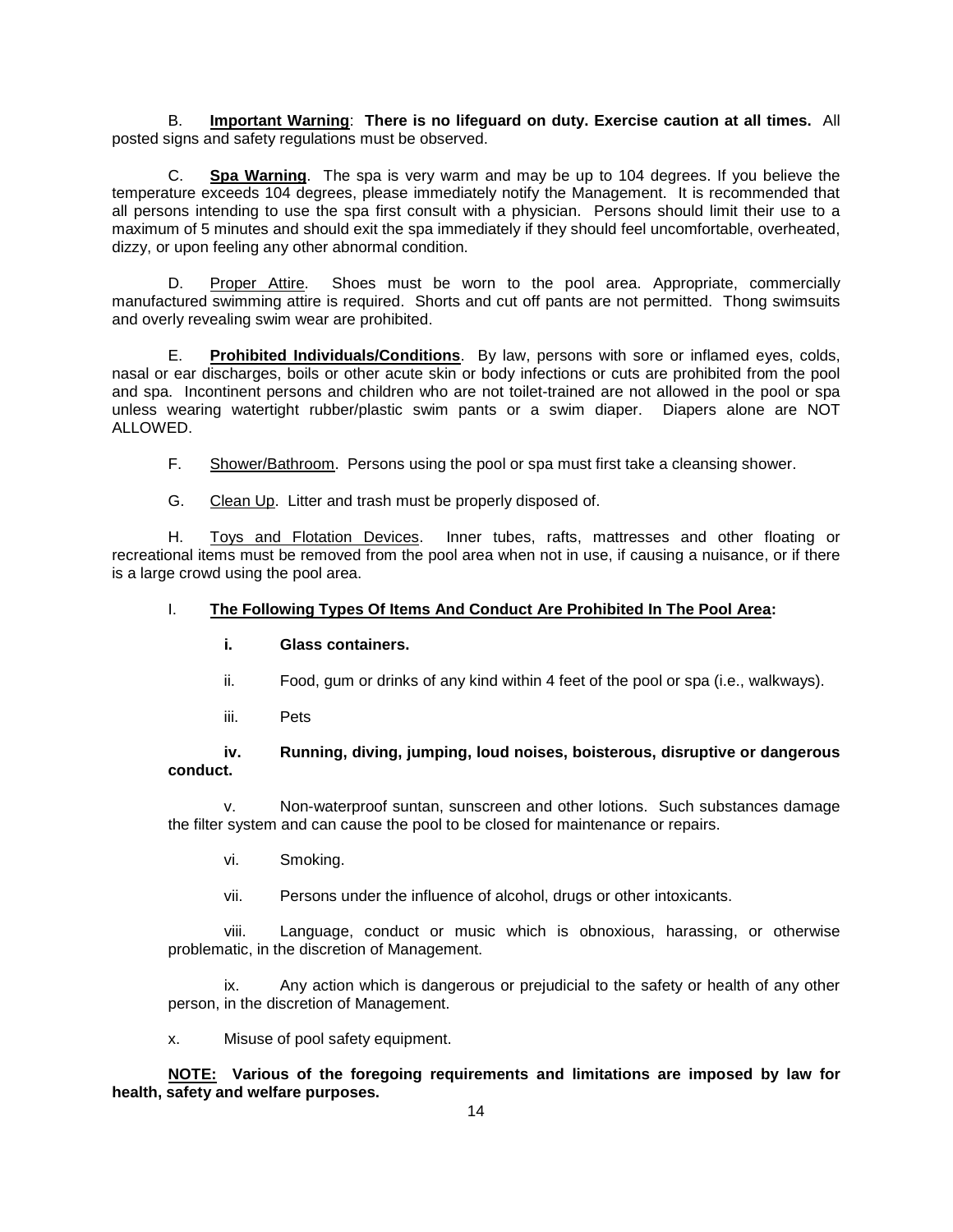B. **Important Warning**: **There is no lifeguard on duty. Exercise caution at all times.** All posted signs and safety regulations must be observed.

C. **Spa Warning**. The spa is very warm and may be up to 104 degrees. If you believe the temperature exceeds 104 degrees, please immediately notify the Management. It is recommended that all persons intending to use the spa first consult with a physician. Persons should limit their use to a maximum of 5 minutes and should exit the spa immediately if they should feel uncomfortable, overheated, dizzy, or upon feeling any other abnormal condition.

D. Proper Attire. Shoes must be worn to the pool area. Appropriate, commercially manufactured swimming attire is required. Shorts and cut off pants are not permitted. Thong swimsuits and overly revealing swim wear are prohibited.

E. **Prohibited Individuals/Conditions**. By law, persons with sore or inflamed eyes, colds, nasal or ear discharges, boils or other acute skin or body infections or cuts are prohibited from the pool and spa. Incontinent persons and children who are not toilet-trained are not allowed in the pool or spa unless wearing watertight rubber/plastic swim pants or a swim diaper. Diapers alone are NOT ALLOWED.

F. Shower/Bathroom. Persons using the pool or spa must first take a cleansing shower.

G. Clean Up. Litter and trash must be properly disposed of.

H. Toys and Flotation Devices. Inner tubes, rafts, mattresses and other floating or recreational items must be removed from the pool area when not in use, if causing a nuisance, or if there is a large crowd using the pool area.

I. **The Following Types Of Items And Conduct Are Prohibited In The Pool Area:**

i. **Glass containers.**

ii. Food, gum or drinks of any kind within 4 feet of the pool or spa (i.e., walkways).

iii. Pets

iv. **Running, diving, jumping, loud noises, boisterous, disruptive or dangerous conduct.**

v. Non-waterproof suntan, sunscreen and other lotions. Such substances damage the filter system and can cause the pool to be closed for maintenance or repairs.

vi. Smoking.

vii. Persons under the influence of alcohol, drugs or other intoxicants.

viii. Language, conduct or music which is obnoxious, harassing, or otherwise problematic, in the discretion of Management.

ix. Any action which is dangerous or prejudicial to the safety or health of any other person, in the discretion of Management.

x. Misuse of pool safety equipment.

**NOTE: Various of the foregoing requirements and limitations are imposed by law for health, safety and welfare purposes.**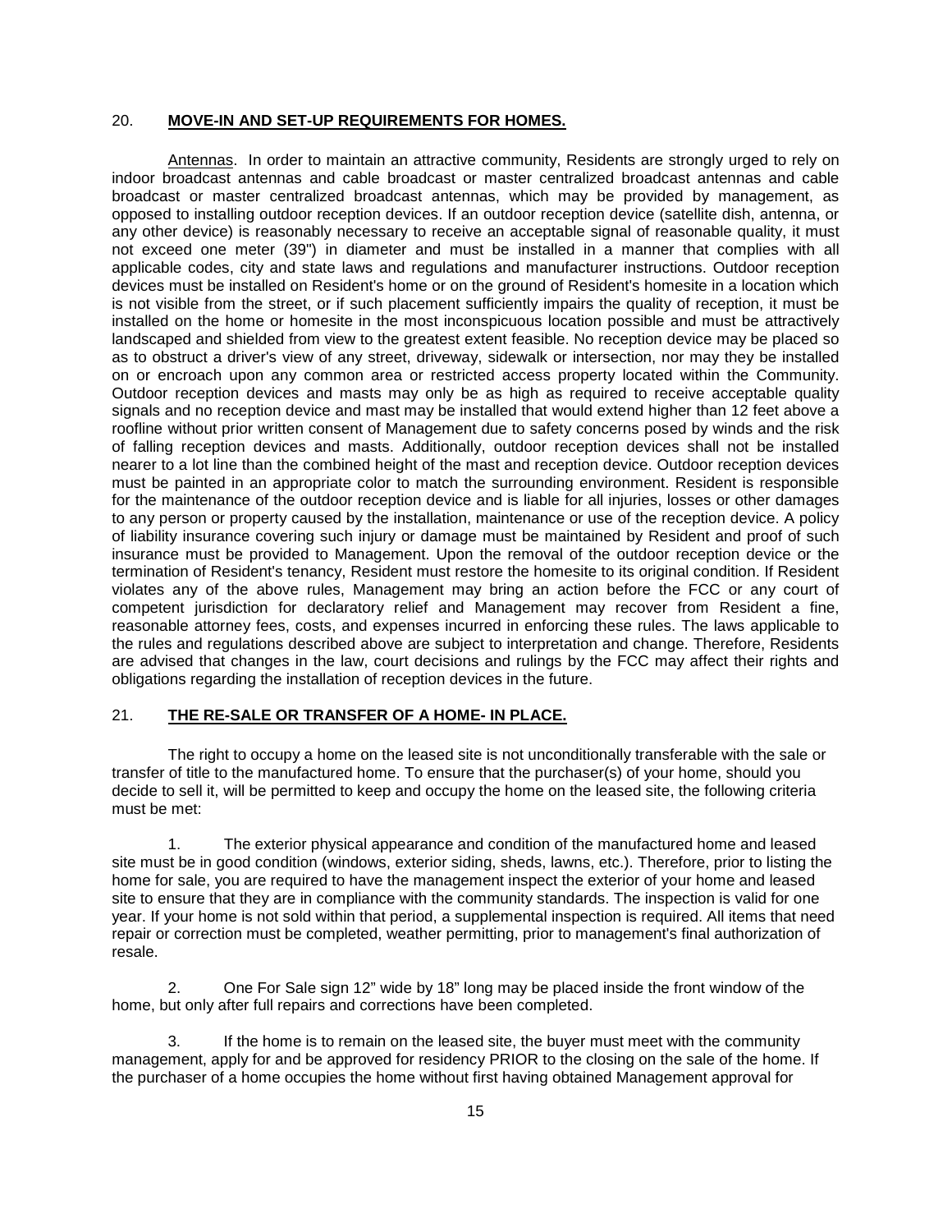## 20. **MOVE-IN AND SET-UP REQUIREMENTS FOR HOMES.**

Antennas. In order to maintain an attractive community, Residents are strongly urged to rely on indoor broadcast antennas and cable broadcast or master centralized broadcast antennas and cable broadcast or master centralized broadcast antennas, which may be provided by management, as opposed to installing outdoor reception devices. If an outdoor reception device (satellite dish, antenna, or any other device) is reasonably necessary to receive an acceptable signal of reasonable quality, it must not exceed one meter (39") in diameter and must be installed in a manner that complies with all applicable codes, city and state laws and regulations and manufacturer instructions. Outdoor reception devices must be installed on Resident's home or on the ground of Resident's homesite in a location which is not visible from the street, or if such placement sufficiently impairs the quality of reception, it must be installed on the home or homesite in the most inconspicuous location possible and must be attractively landscaped and shielded from view to the greatest extent feasible. No reception device may be placed so as to obstruct a driver's view of any street, driveway, sidewalk or intersection, nor may they be installed on or encroach upon any common area or restricted access property located within the Community. Outdoor reception devices and masts may only be as high as required to receive acceptable quality signals and no reception device and mast may be installed that would extend higher than 12 feet above a roofline without prior written consent of Management due to safety concerns posed by winds and the risk of falling reception devices and masts. Additionally, outdoor reception devices shall not be installed nearer to a lot line than the combined height of the mast and reception device. Outdoor reception devices must be painted in an appropriate color to match the surrounding environment. Resident is responsible for the maintenance of the outdoor reception device and is liable for all injuries, losses or other damages to any person or property caused by the installation, maintenance or use of the reception device. A policy of liability insurance covering such injury or damage must be maintained by Resident and proof of such insurance must be provided to Management. Upon the removal of the outdoor reception device or the termination of Resident's tenancy, Resident must restore the homesite to its original condition. If Resident violates any of the above rules, Management may bring an action before the FCC or any court of competent jurisdiction for declaratory relief and Management may recover from Resident a fine, reasonable attorney fees, costs, and expenses incurred in enforcing these rules. The laws applicable to the rules and regulations described above are subject to interpretation and change. Therefore, Residents are advised that changes in the law, court decisions and rulings by the FCC may affect their rights and obligations regarding the installation of reception devices in the future.

## 21. **THE RE-SALE OR TRANSFER OF A HOME- IN PLACE.**

The right to occupy a home on the leased site is not unconditionally transferable with the sale or transfer of title to the manufactured home. To ensure that the purchaser(s) of your home, should you decide to sell it, will be permitted to keep and occupy the home on the leased site, the following criteria must be met:

1. The exterior physical appearance and condition of the manufactured home and leased site must be in good condition (windows, exterior siding, sheds, lawns, etc.). Therefore, prior to listing the home for sale, you are required to have the management inspect the exterior of your home and leased site to ensure that they are in compliance with the community standards. The inspection is valid for one year. If your home is not sold within that period, a supplemental inspection is required. All items that need repair or correction must be completed, weather permitting, prior to management's final authorization of resale.

2. One For Sale sign 12" wide by 18" long may be placed inside the front window of the home, but only after full repairs and corrections have been completed.

3. If the home is to remain on the leased site, the buyer must meet with the community management, apply for and be approved for residency PRIOR to the closing on the sale of the home. If the purchaser of a home occupies the home without first having obtained Management approval for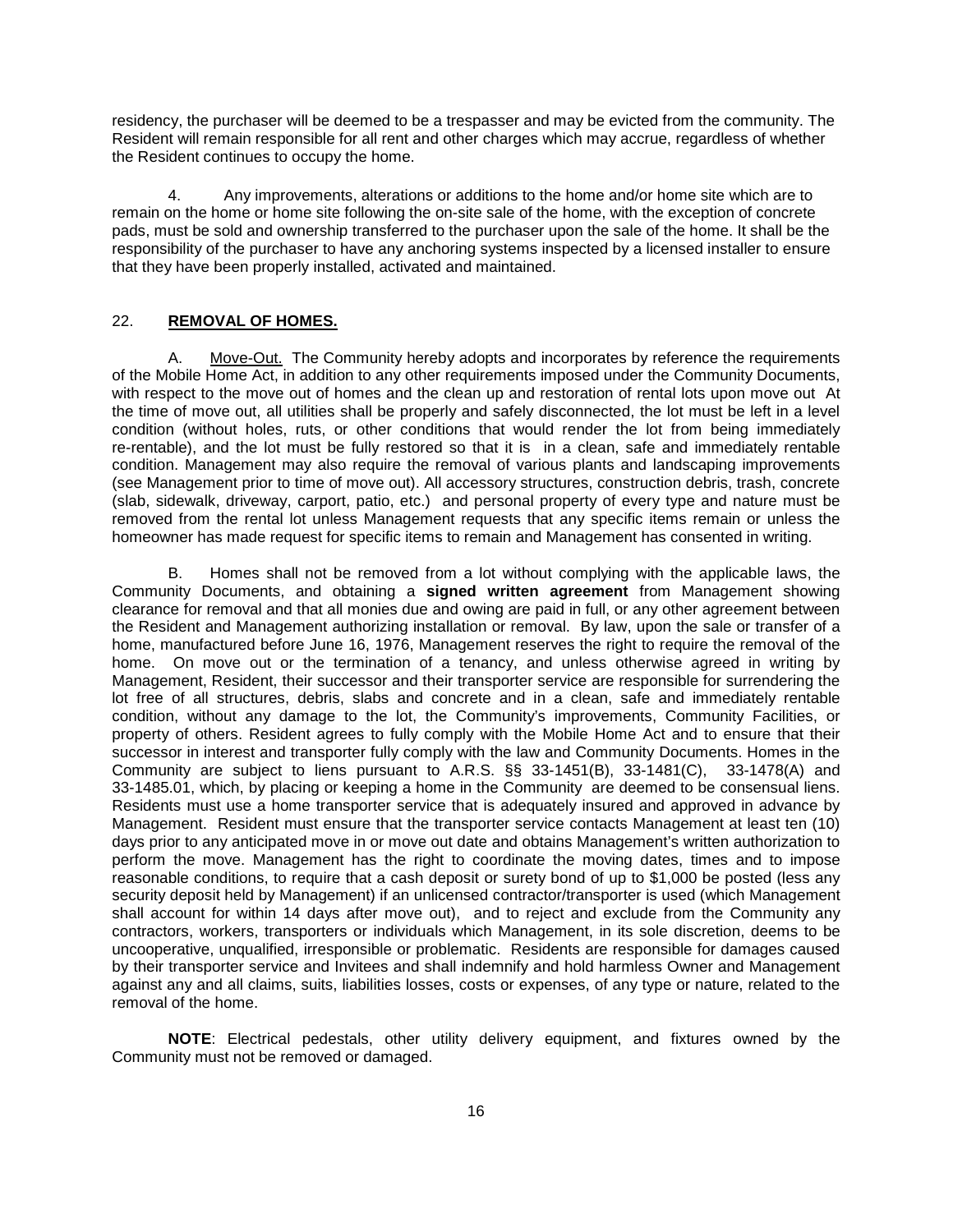residency, the purchaser will be deemed to be a trespasser and may be evicted from the community. The Resident will remain responsible for all rent and other charges which may accrue, regardless of whether the Resident continues to occupy the home.

4. Any improvements, alterations or additions to the home and/or home site which are to remain on the home or home site following the on-site sale of the home, with the exception of concrete pads, must be sold and ownership transferred to the purchaser upon the sale of the home. It shall be the responsibility of the purchaser to have any anchoring systems inspected by a licensed installer to ensure that they have been properly installed, activated and maintained.

## 22. **REMOVAL OF HOMES.**

A. Move-Out. The Community hereby adopts and incorporates by reference the requirements of the Mobile Home Act, in addition to any other requirements imposed under the Community Documents, with respect to the move out of homes and the clean up and restoration of rental lots upon move out At the time of move out, all utilities shall be properly and safely disconnected, the lot must be left in a level condition (without holes, ruts, or other conditions that would render the lot from being immediately re-rentable), and the lot must be fully restored so that it is in a clean, safe and immediately rentable condition. Management may also require the removal of various plants and landscaping improvements (see Management prior to time of move out). All accessory structures, construction debris, trash, concrete (slab, sidewalk, driveway, carport, patio, etc.) and personal property of every type and nature must be removed from the rental lot unless Management requests that any specific items remain or unless the homeowner has made request for specific items to remain and Management has consented in writing.

B. Homes shall not be removed from a lot without complying with the applicable laws, the Community Documents, and obtaining a **signed written agreement** from Management showing clearance for removal and that all monies due and owing are paid in full, or any other agreement between the Resident and Management authorizing installation or removal. By law, upon the sale or transfer of a home, manufactured before June 16, 1976, Management reserves the right to require the removal of the home. On move out or the termination of a tenancy, and unless otherwise agreed in writing by Management, Resident, their successor and their transporter service are responsible for surrendering the lot free of all structures, debris, slabs and concrete and in a clean, safe and immediately rentable condition, without any damage to the lot, the Community's improvements, Community Facilities, or property of others. Resident agrees to fully comply with the Mobile Home Act and to ensure that their successor in interest and transporter fully comply with the law and Community Documents. Homes in the Community are subject to liens pursuant to A.R.S. §§ 33-1451(B), 33-1481(C), 33-1478(A) and 33-1485.01, which, by placing or keeping a home in the Community are deemed to be consensual liens. Residents must use a home transporter service that is adequately insured and approved in advance by Management. Resident must ensure that the transporter service contacts Management at least ten (10) days prior to any anticipated move in or move out date and obtains Management's written authorization to perform the move. Management has the right to coordinate the moving dates, times and to impose reasonable conditions, to require that a cash deposit or surety bond of up to $1,000 be posted (less any security deposit held by Management) if an unlicensed contractor/transporter is used (which Management shall account for within 14 days after move out), and to reject and exclude from the Community any contractors, workers, transporters or individuals which Management, in its sole discretion, deems to be uncooperative, unqualified, irresponsible or problematic. Residents are responsible for damages caused by their transporter service and Invitees and shall indemnify and hold harmless Owner and Management against any and all claims, suits, liabilities losses, costs or expenses, of any type or nature, related to the removal of the home.

**NOTE**: Electrical pedestals, other utility delivery equipment, and fixtures owned by the Community must not be removed or damaged.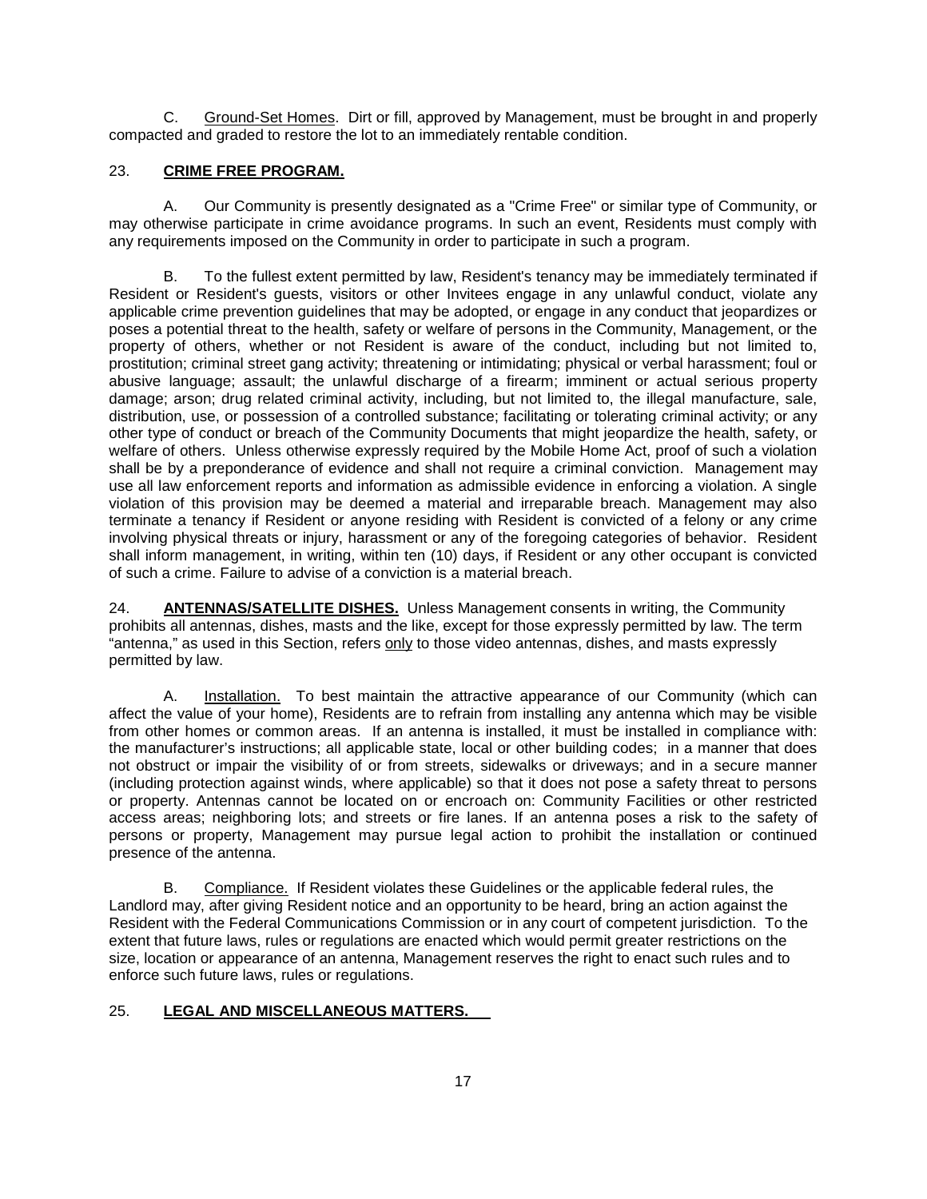C. Ground-Set Homes. Dirt or fill, approved by Management, must be brought in and properly compacted and graded to restore the lot to an immediately rentable condition.

## 23. **CRIME FREE PROGRAM.**

A. Our Community is presently designated as a "Crime Free" or similar type of Community, or may otherwise participate in crime avoidance programs. In such an event, Residents must comply with any requirements imposed on the Community in order to participate in such a program.

B. To the fullest extent permitted by law, Resident's tenancy may be immediately terminated if Resident or Resident's guests, visitors or other Invitees engage in any unlawful conduct, violate any applicable crime prevention guidelines that may be adopted, or engage in any conduct that jeopardizes or poses a potential threat to the health, safety or welfare of persons in the Community, Management, or the property of others, whether or not Resident is aware of the conduct, including but not limited to, prostitution; criminal street gang activity; threatening or intimidating; physical or verbal harassment; foul or abusive language; assault; the unlawful discharge of a firearm; imminent or actual serious property damage; arson; drug related criminal activity, including, but not limited to, the illegal manufacture, sale, distribution, use, or possession of a controlled substance; facilitating or tolerating criminal activity; or any other type of conduct or breach of the Community Documents that might jeopardize the health, safety, or welfare of others. Unless otherwise expressly required by the Mobile Home Act, proof of such a violation shall be by a preponderance of evidence and shall not require a criminal conviction. Management may use all law enforcement reports and information as admissible evidence in enforcing a violation. A single violation of this provision may be deemed a material and irreparable breach. Management may also terminate a tenancy if Resident or anyone residing with Resident is convicted of a felony or any crime involving physical threats or injury, harassment or any of the foregoing categories of behavior. Resident shall inform management, in writing, within ten (10) days, if Resident or any other occupant is convicted of such a crime. Failure to advise of a conviction is a material breach.

## 24. **ANTENNAS/SATELLITE DISHES.**

Unless Management consents in writing, the Community prohibits all antennas, dishes, masts and the like, except for those expressly permitted by law. The term "antenna," as used in this Section, refers only to those video antennas, dishes, and masts expressly permitted by law.

A. Installation. To best maintain the attractive appearance of our Community (which can affect the value of your home), Residents are to refrain from installing any antenna which may be visible from other homes or common areas. If an antenna is installed, it must be installed in compliance with: the manufacturer's instructions; all applicable state, local or other building codes; in a manner that does not obstruct or impair the visibility of or from streets, sidewalks or driveways; and in a secure manner (including protection against winds, where applicable) so that it does not pose a safety threat to persons or property. Antennas cannot be located on or encroach on: Community Facilities or other restricted access areas; neighboring lots; and streets or fire lanes. If an antenna poses a risk to the safety of persons or property, Management may pursue legal action to prohibit the installation or continued presence of the antenna.

B. Compliance. If Resident violates these Guidelines or the applicable federal rules, the Landlord may, after giving Resident notice and an opportunity to be heard, bring an action against the Resident with the Federal Communications Commission or in any court of competent jurisdiction. To the extent that future laws, rules or regulations are enacted which would permit greater restrictions on the size, location or appearance of an antenna, Management reserves the right to enact such rules and to enforce such future laws, rules or regulations.

## 25. **LEGAL AND MISCELLANEOUS MATTERS.**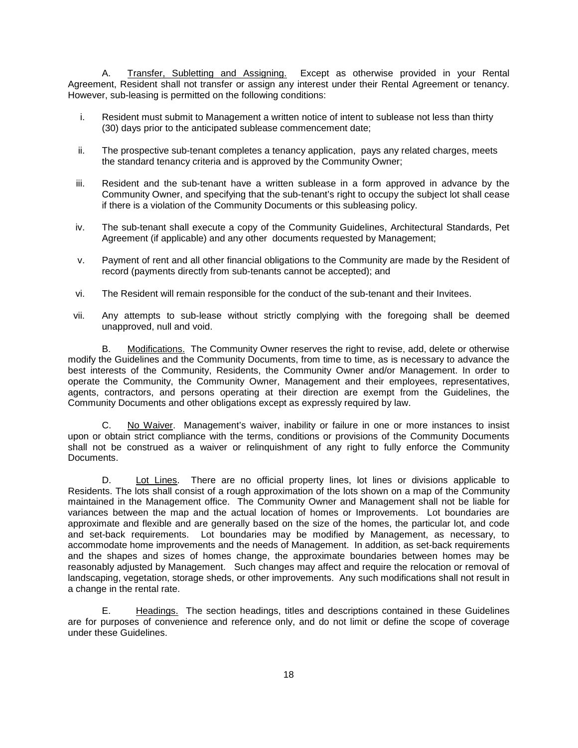A. Transfer, Subletting and Assigning. Except as otherwise provided in your Rental Agreement, Resident shall not transfer or assign any interest under their Rental Agreement or tenancy. However, sub-leasing is permitted on the following conditions:

i. Resident must submit to Management a written notice of intent to sublease not less than thirty (30) days prior to the anticipated sublease commencement date;

ii. The prospective sub-tenant completes a tenancy application, pays any related charges, meets the standard tenancy criteria and is approved by the Community Owner;

iii. Resident and the sub-tenant have a written sublease in a form approved in advance by the Community Owner, and specifying that the sub-tenant's right to occupy the subject lot shall cease if there is a violation of the Community Documents or this subleasing policy.

iv. The sub-tenant shall execute a copy of the Community Guidelines, Architectural Standards, Pet Agreement (if applicable) and any other documents requested by Management;

v. Payment of rent and all other financial obligations to the Community are made by the Resident of record (payments directly from sub-tenants cannot be accepted); and

vi. The Resident will remain responsible for the conduct of the sub-tenant and their Invitees.

vii. Any attempts to sub-lease without strictly complying with the foregoing shall be deemed unapproved, null and void.

B. Modifications. The Community Owner reserves the right to revise, add, delete or otherwise modify the Guidelines and the Community Documents, from time to time, as is necessary to advance the best interests of the Community, Residents, the Community Owner and/or Management. In order to operate the Community, the Community Owner, Management and their employees, representatives, agents, contractors, and persons operating at their direction are exempt from the Guidelines, the Community Documents and other obligations except as expressly required by law.

C. No Waiver. Management's waiver, inability or failure in one or more instances to insist upon or obtain strict compliance with the terms, conditions or provisions of the Community Documents shall not be construed as a waiver or relinquishment of any right to fully enforce the Community Documents.

D. Lot Lines. There are no official property lines, lot lines or divisions applicable to Residents. The lots shall consist of a rough approximation of the lots shown on a map of the Community maintained in the Management office. The Community Owner and Management shall not be liable for variances between the map and the actual location of homes or Improvements. Lot boundaries are approximate and flexible and are generally based on the size of the homes, the particular lot, and code and set-back requirements. Lot boundaries may be modified by Management, as necessary, to accommodate home improvements and the needs of Management. In addition, as set-back requirements and the shapes and sizes of homes change, the approximate boundaries between homes may be reasonably adjusted by Management. Such changes may affect and require the relocation or removal of landscaping, vegetation, storage sheds, or other improvements. Any such modifications shall not result in a change in the rental rate.

E. Headings. The section headings, titles and descriptions contained in these Guidelines are for purposes of convenience and reference only, and do not limit or define the scope of coverage under these Guidelines.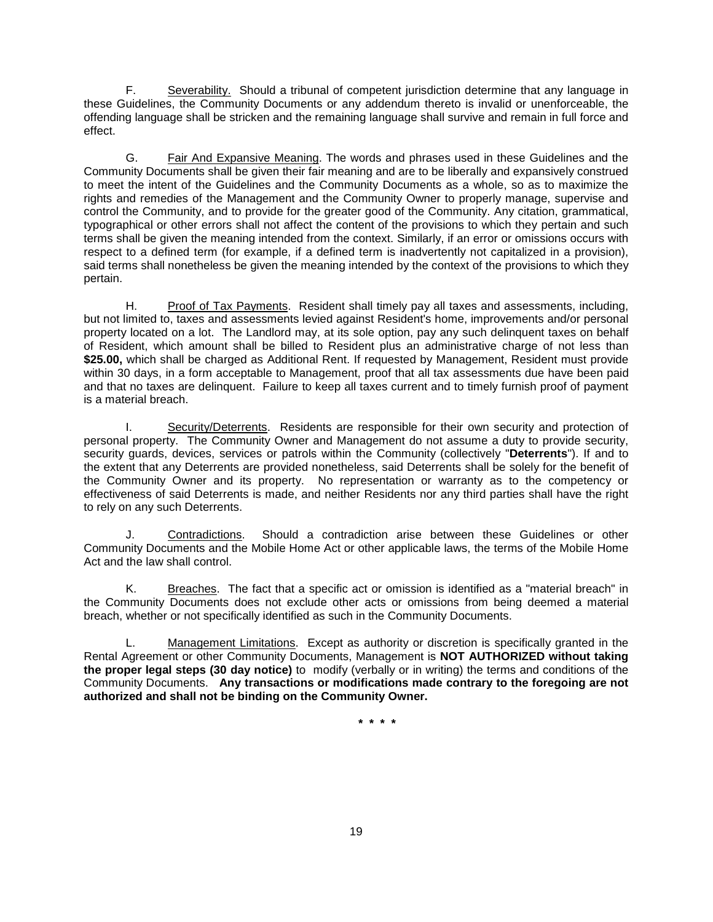F. Severability. Should a tribunal of competent jurisdiction determine that any language in these Guidelines, the Community Documents or any addendum thereto is invalid or unenforceable, the offending language shall be stricken and the remaining language shall survive and remain in full force and effect.

G. Fair And Expansive Meaning. The words and phrases used in these Guidelines and the Community Documents shall be given their fair meaning and are to be liberally and expansively construed to meet the intent of the Guidelines and the Community Documents as a whole, so as to maximize the rights and remedies of the Management and the Community Owner to properly manage, supervise and control the Community, and to provide for the greater good of the Community. Any citation, grammatical, typographical or other errors shall not affect the content of the provisions to which they pertain and such terms shall be given the meaning intended from the context. Similarly, if an error or omissions occurs with respect to a defined term (for example, if a defined term is inadvertently not capitalized in a provision), said terms shall nonetheless be given the meaning intended by the context of the provisions to which they pertain.

H. Proof of Tax Payments. Resident shall timely pay all taxes and assessments, including, but not limited to, taxes and assessments levied against Resident's home, improvements and/or personal property located on a lot. The Landlord may, at its sole option, pay any such delinquent taxes on behalf of Resident, which amount shall be billed to Resident plus an administrative charge of not less than **$25.00,** which shall be charged as Additional Rent. If requested by Management, Resident must provide within 30 days, in a form acceptable to Management, proof that all tax assessments due have been paid and that no taxes are delinquent. Failure to keep all taxes current and to timely furnish proof of payment is a material breach.

I. Security/Deterrents. Residents are responsible for their own security and protection of personal property. The Community Owner and Management do not assume a duty to provide security, security guards, devices, services or patrols within the Community (collectively "**Deterrents**"). If and to the extent that any Deterrents are provided nonetheless, said Deterrents shall be solely for the benefit of the Community Owner and its property. No representation or warranty as to the competency or effectiveness of said Deterrents is made, and neither Residents nor any third parties shall have the right to rely on any such Deterrents.

J. Contradictions. Should a contradiction arise between these Guidelines or other Community Documents and the Mobile Home Act or other applicable laws, the terms of the Mobile Home Act and the law shall control.

K. Breaches. The fact that a specific act or omission is identified as a "material breach" in the Community Documents does not exclude other acts or omissions from being deemed a material breach, whether or not specifically identified as such in the Community Documents.

L. Management Limitations. Except as authority or discretion is specifically granted in the Rental Agreement or other Community Documents, Management is **NOT AUTHORIZED without taking the proper legal steps (30 day notice)** to modify (verbally or in writing) the terms and conditions of the Community Documents. **Any transactions or modifications made contrary to the foregoing are not authorized and shall not be binding on the Community Owner.**

**\* \* \* \***